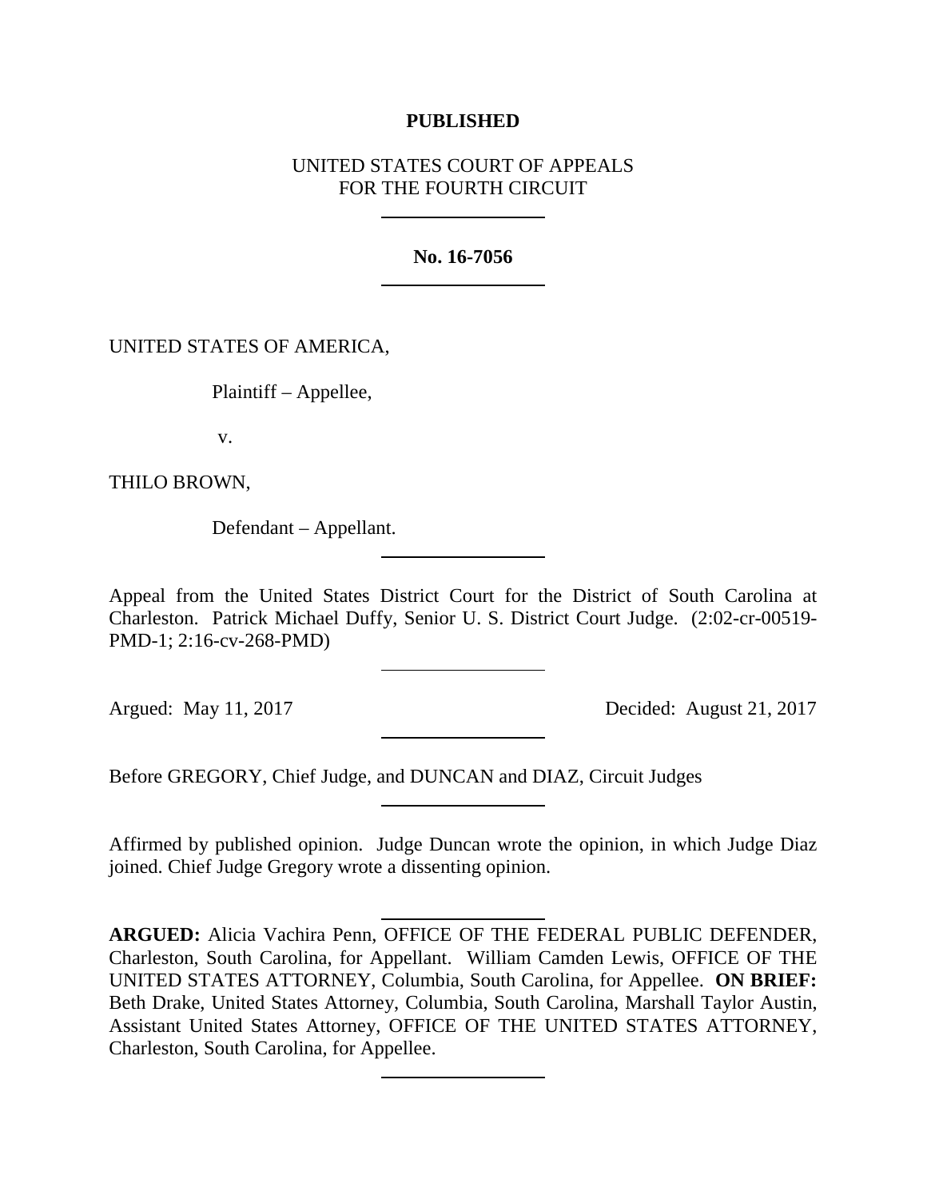**PUBLISHED**

UNITED STATES COURT OF APPEALS
FOR THE FOURTH CIRCUIT

---

**No. 16-7056**

---

UNITED STATES OF AMERICA,

Plaintiff – Appellee,

v.

THILO BROWN,

Defendant – Appellant.

---

Appeal from the United States District Court for the District of South Carolina at Charleston. Patrick Michael Duffy, Senior U. S. District Court Judge. (2:02-cr-00519-PMD-1; 2:16-cv-268-PMD)

---

Argued: May 11, 2017 Decided: August 21, 2017

---

Before GREGORY, Chief Judge, and DUNCAN and DIAZ, Circuit Judges

---

Affirmed by published opinion. Judge Duncan wrote the opinion, in which Judge Diaz joined. Chief Judge Gregory wrote a dissenting opinion.

---

**ARGUED:** Alicia Vachira Penn, OFFICE OF THE FEDERAL PUBLIC DEFENDER, Charleston, South Carolina, for Appellant. William Camden Lewis, OFFICE OF THE UNITED STATES ATTORNEY, Columbia, South Carolina, for Appellee. **ON BRIEF:** Beth Drake, United States Attorney, Columbia, South Carolina, Marshall Taylor Austin, Assistant United States Attorney, OFFICE OF THE UNITED STATES ATTORNEY, Charleston, South Carolina, for Appellee.

---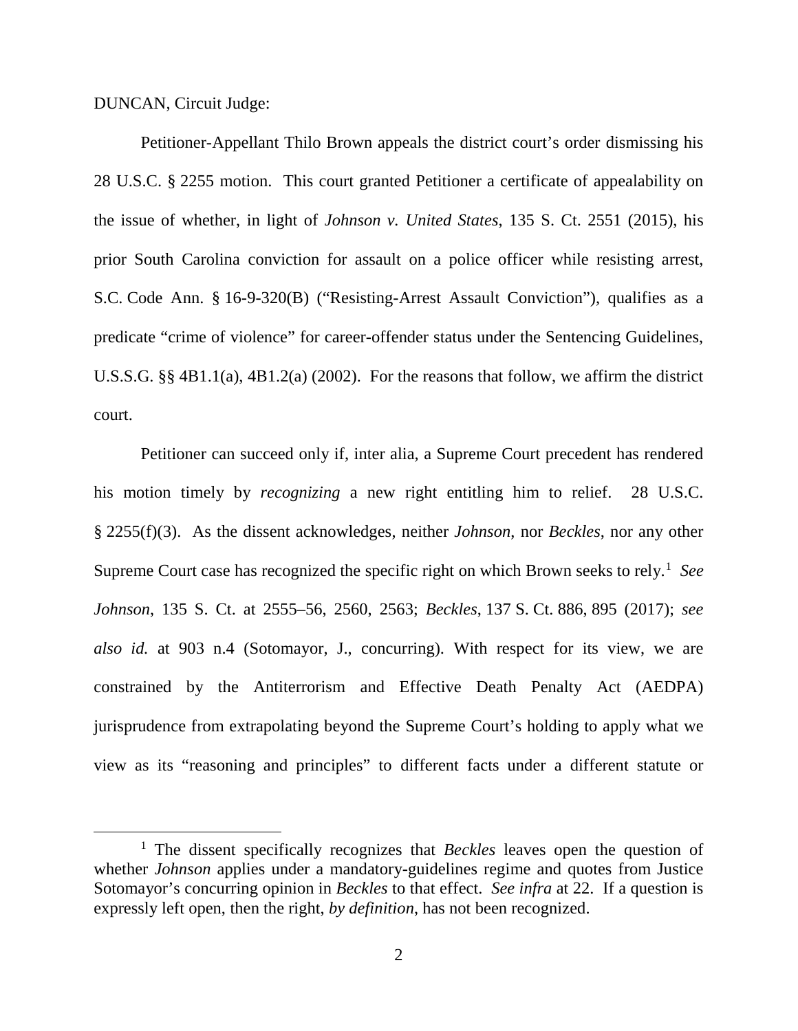DUNCAN, Circuit Judge:

Petitioner-Appellant Thilo Brown appeals the district court's order dismissing his 28 U.S.C. § 2255 motion. This court granted Petitioner a certificate of appealability on the issue of whether, in light of *Johnson v. United States*, 135 S. Ct. 2551 (2015), his prior South Carolina conviction for assault on a police officer while resisting arrest, S.C. Code Ann. § 16-9-320(B) ("Resisting-Arrest Assault Conviction"), qualifies as a predicate "crime of violence" for career-offender status under the Sentencing Guidelines, U.S.S.G. §§ 4B1.1(a), 4B1.2(a) (2002). For the reasons that follow, we affirm the district court.

Petitioner can succeed only if, inter alia, a Supreme Court precedent has rendered his motion timely by *recognizing* a new right entitling him to relief. 28 U.S.C. § 2255(f)(3). As the dissent acknowledges, neither *Johnson*, nor *Beckles*, nor any other Supreme Court case has recognized the specific right on which Brown seeks to rely.[1] *See Johnson*, 135 S. Ct. at 2555–56, 2560, 2563; *Beckles*, 137 S. Ct. 886, 895 (2017); *see also id.* at 903 n.4 (Sotomayor, J., concurring). With respect for its view, we are constrained by the Antiterrorism and Effective Death Penalty Act (AEDPA) jurisprudence from extrapolating beyond the Supreme Court's holding to apply what we view as its "reasoning and principles" to different facts under a different statute or

[1] The dissent specifically recognizes that *Beckles* leaves open the question of whether *Johnson* applies under a mandatory-guidelines regime and quotes from Justice Sotomayor's concurring opinion in *Beckles* to that effect. *See infra* at 22. If a question is expressly left open, then the right, *by definition*, has not been recognized.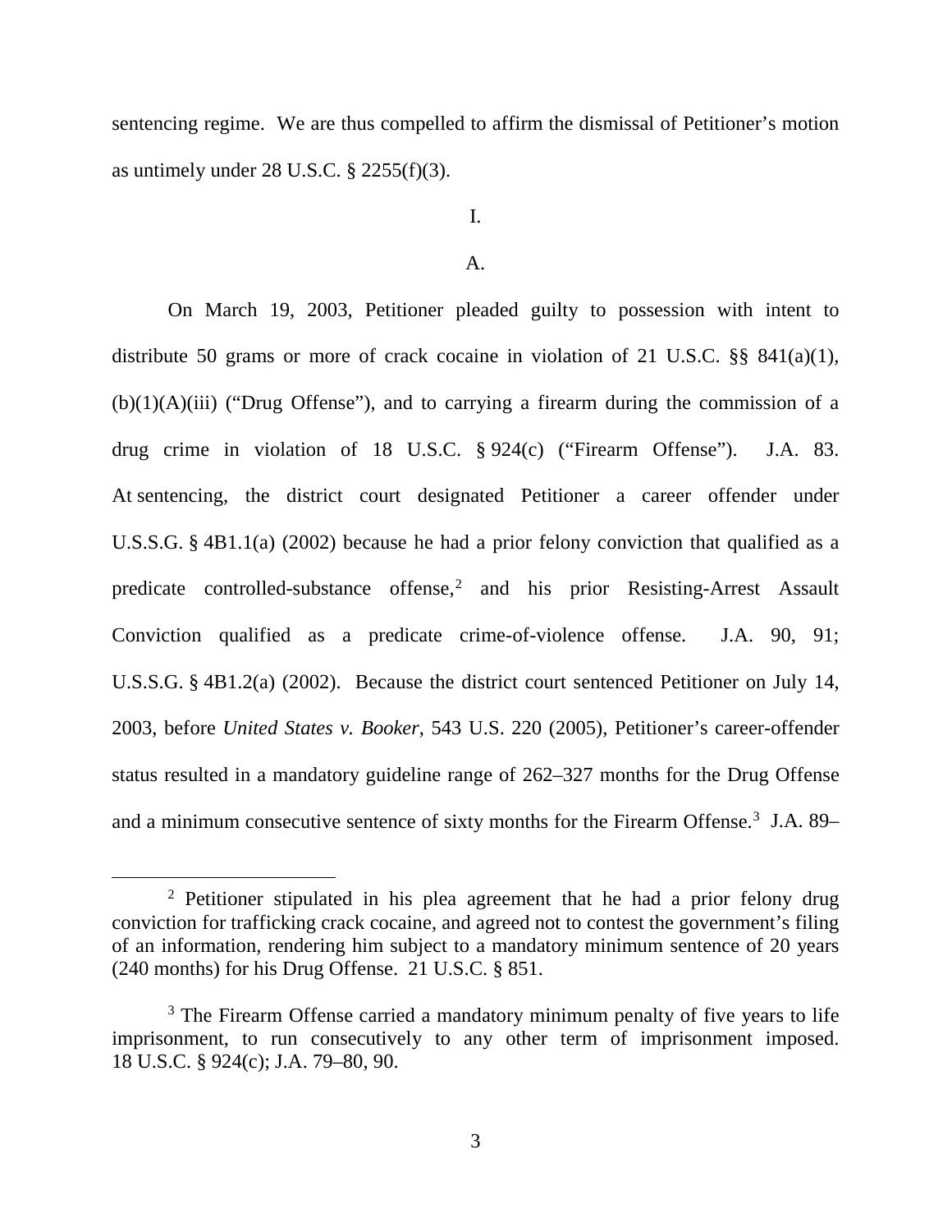sentencing regime. We are thus compelled to affirm the dismissal of Petitioner's motion as untimely under 28 U.S.C. § 2255(f)(3).

# I.

## A.

On March 19, 2003, Petitioner pleaded guilty to possession with intent to distribute 50 grams or more of crack cocaine in violation of 21 U.S.C. §§ 841(a)(1), (b)(1)(A)(iii) ("Drug Offense"), and to carrying a firearm during the commission of a drug crime in violation of 18 U.S.C. § 924(c) ("Firearm Offense"). J.A. 83. At sentencing, the district court designated Petitioner a career offender under U.S.S.G. § 4B1.1(a) (2002) because he had a prior felony conviction that qualified as a predicate controlled-substance offense,[2] and his prior Resisting-Arrest Assault Conviction qualified as a predicate crime-of-violence offense. J.A. 90, 91; U.S.S.G. § 4B1.2(a) (2002). Because the district court sentenced Petitioner on July 14, 2003, before *United States v. Booker*, 543 U.S. 220 (2005), Petitioner's career-offender status resulted in a mandatory guideline range of 262–327 months for the Drug Offense and a minimum consecutive sentence of sixty months for the Firearm Offense.[3] J.A. 89–

[2] Petitioner stipulated in his plea agreement that he had a prior felony drug conviction for trafficking crack cocaine, and agreed not to contest the government's filing of an information, rendering him subject to a mandatory minimum sentence of 20 years (240 months) for his Drug Offense. 21 U.S.C. § 851.

[3] The Firearm Offense carried a mandatory minimum penalty of five years to life imprisonment, to run consecutively to any other term of imprisonment imposed. 18 U.S.C. § 924(c); J.A. 79–80, 90.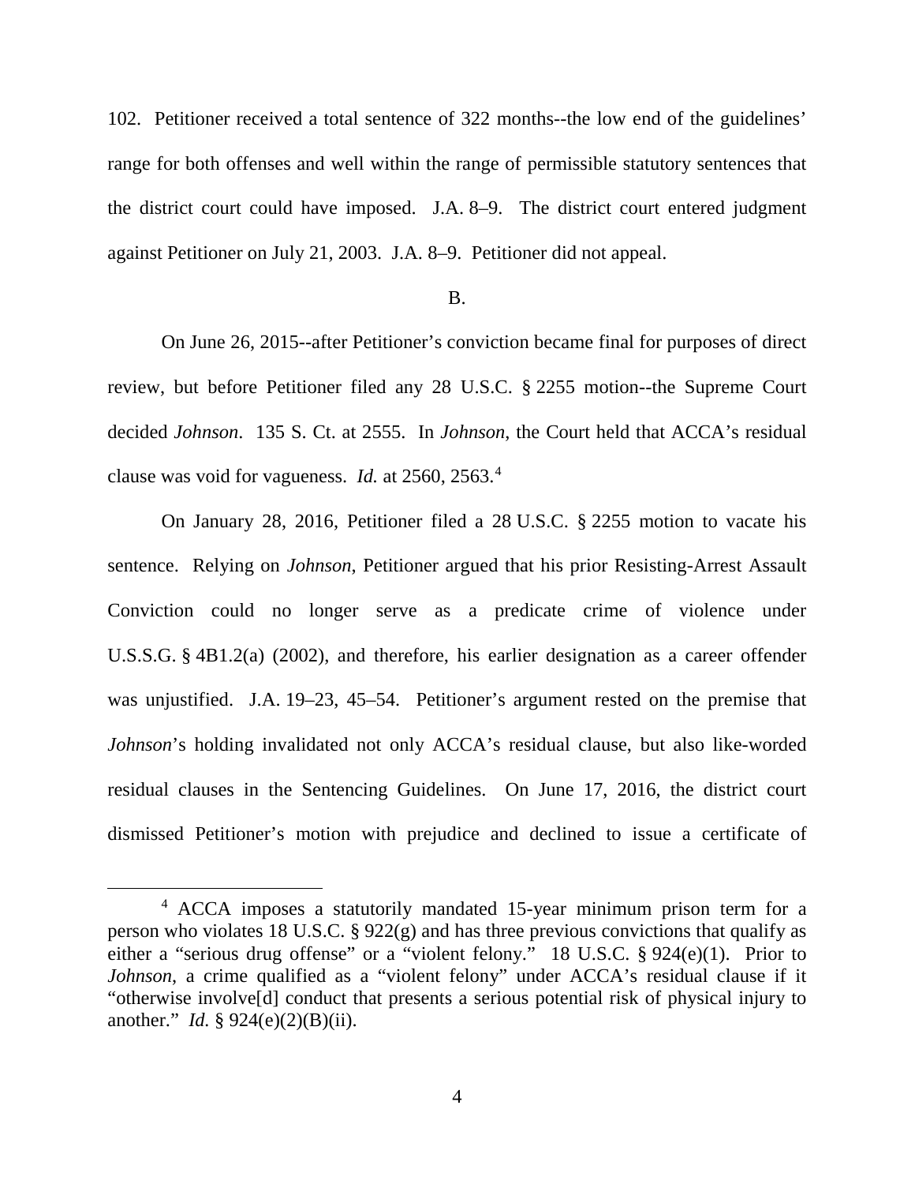102. Petitioner received a total sentence of 322 months--the low end of the guidelines' range for both offenses and well within the range of permissible statutory sentences that the district court could have imposed. J.A. 8–9. The district court entered judgment against Petitioner on July 21, 2003. J.A. 8–9. Petitioner did not appeal.

B.

On June 26, 2015--after Petitioner's conviction became final for purposes of direct review, but before Petitioner filed any 28 U.S.C. § 2255 motion--the Supreme Court decided *Johnson*. 135 S. Ct. at 2555. In *Johnson*, the Court held that ACCA's residual clause was void for vagueness. *Id.* at 2560, 2563.[4]

On January 28, 2016, Petitioner filed a 28 U.S.C. § 2255 motion to vacate his sentence. Relying on *Johnson*, Petitioner argued that his prior Resisting-Arrest Assault Conviction could no longer serve as a predicate crime of violence under U.S.S.G. § 4B1.2(a) (2002), and therefore, his earlier designation as a career offender was unjustified. J.A. 19–23, 45–54. Petitioner's argument rested on the premise that *Johnson*'s holding invalidated not only ACCA's residual clause, but also like-worded residual clauses in the Sentencing Guidelines. On June 17, 2016, the district court dismissed Petitioner's motion with prejudice and declined to issue a certificate of

[4] ACCA imposes a statutorily mandated 15-year minimum prison term for a person who violates 18 U.S.C. § 922(g) and has three previous convictions that qualify as either a "serious drug offense" or a "violent felony." 18 U.S.C. § 924(e)(1). Prior to *Johnson*, a crime qualified as a "violent felony" under ACCA's residual clause if it "otherwise involve[d] conduct that presents a serious potential risk of physical injury to another." *Id.* § 924(e)(2)(B)(ii).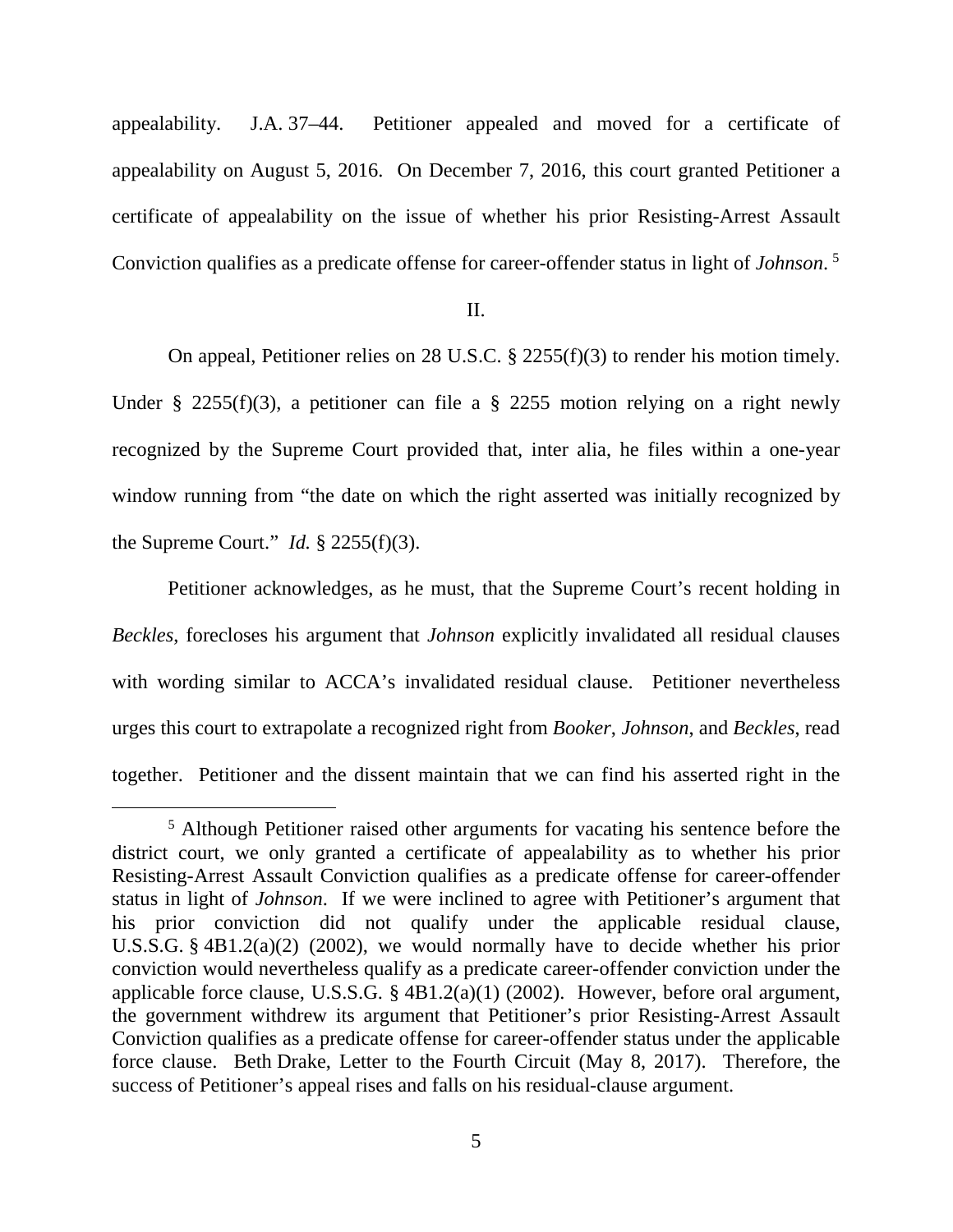appealability. J.A. 37–44. Petitioner appealed and moved for a certificate of appealability on August 5, 2016. On December 7, 2016, this court granted Petitioner a certificate of appealability on the issue of whether his prior Resisting-Arrest Assault Conviction qualifies as a predicate offense for career-offender status in light of *Johnson*. [5]

## II.

On appeal, Petitioner relies on 28 U.S.C. § 2255(f)(3) to render his motion timely. Under § 2255(f)(3), a petitioner can file a § 2255 motion relying on a right newly recognized by the Supreme Court provided that, inter alia, he files within a one-year window running from "the date on which the right asserted was initially recognized by the Supreme Court." *Id.* § 2255(f)(3).

Petitioner acknowledges, as he must, that the Supreme Court's recent holding in *Beckles*, forecloses his argument that *Johnson* explicitly invalidated all residual clauses with wording similar to ACCA's invalidated residual clause. Petitioner nevertheless urges this court to extrapolate a recognized right from *Booker*, *Johnson*, and *Beckles*, read together. Petitioner and the dissent maintain that we can find his asserted right in the

[5] Although Petitioner raised other arguments for vacating his sentence before the district court, we only granted a certificate of appealability as to whether his prior Resisting-Arrest Assault Conviction qualifies as a predicate offense for career-offender status in light of *Johnson*. If we were inclined to agree with Petitioner's argument that his prior conviction did not qualify under the applicable residual clause, U.S.S.G. § 4B1.2(a)(2) (2002), we would normally have to decide whether his prior conviction would nevertheless qualify as a predicate career-offender conviction under the applicable force clause, U.S.S.G. § 4B1.2(a)(1) (2002). However, before oral argument, the government withdrew its argument that Petitioner's prior Resisting-Arrest Assault Conviction qualifies as a predicate offense for career-offender status under the applicable force clause. Beth Drake, Letter to the Fourth Circuit (May 8, 2017). Therefore, the success of Petitioner's appeal rises and falls on his residual-clause argument.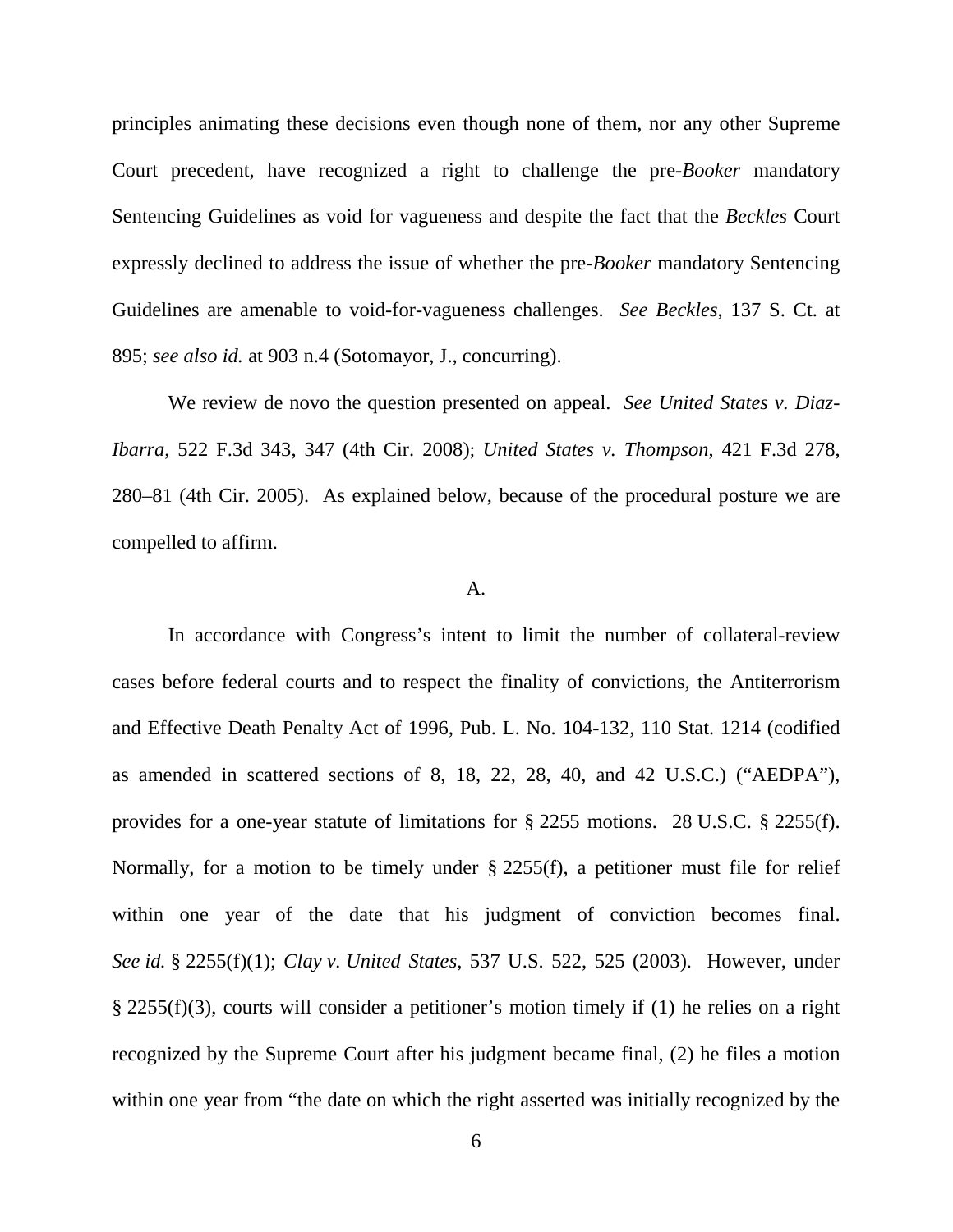principles animating these decisions even though none of them, nor any other Supreme Court precedent, have recognized a right to challenge the pre-*Booker* mandatory Sentencing Guidelines as void for vagueness and despite the fact that the *Beckles* Court expressly declined to address the issue of whether the pre-*Booker* mandatory Sentencing Guidelines are amenable to void-for-vagueness challenges. *See Beckles*, 137 S. Ct. at 895; *see also id.* at 903 n.4 (Sotomayor, J., concurring).

We review de novo the question presented on appeal. *See United States v. Diaz-Ibarra*, 522 F.3d 343, 347 (4th Cir. 2008); *United States v. Thompson*, 421 F.3d 278, 280–81 (4th Cir. 2005). As explained below, because of the procedural posture we are compelled to affirm.

### A.

In accordance with Congress's intent to limit the number of collateral-review cases before federal courts and to respect the finality of convictions, the Antiterrorism and Effective Death Penalty Act of 1996, Pub. L. No. 104-132, 110 Stat. 1214 (codified as amended in scattered sections of 8, 18, 22, 28, 40, and 42 U.S.C.) ("AEDPA"), provides for a one-year statute of limitations for § 2255 motions. 28 U.S.C. § 2255(f). Normally, for a motion to be timely under § 2255(f), a petitioner must file for relief within one year of the date that his judgment of conviction becomes final. *See id.* § 2255(f)(1); *Clay v. United States*, 537 U.S. 522, 525 (2003). However, under § 2255(f)(3), courts will consider a petitioner's motion timely if (1) he relies on a right recognized by the Supreme Court after his judgment became final, (2) he files a motion within one year from "the date on which the right asserted was initially recognized by the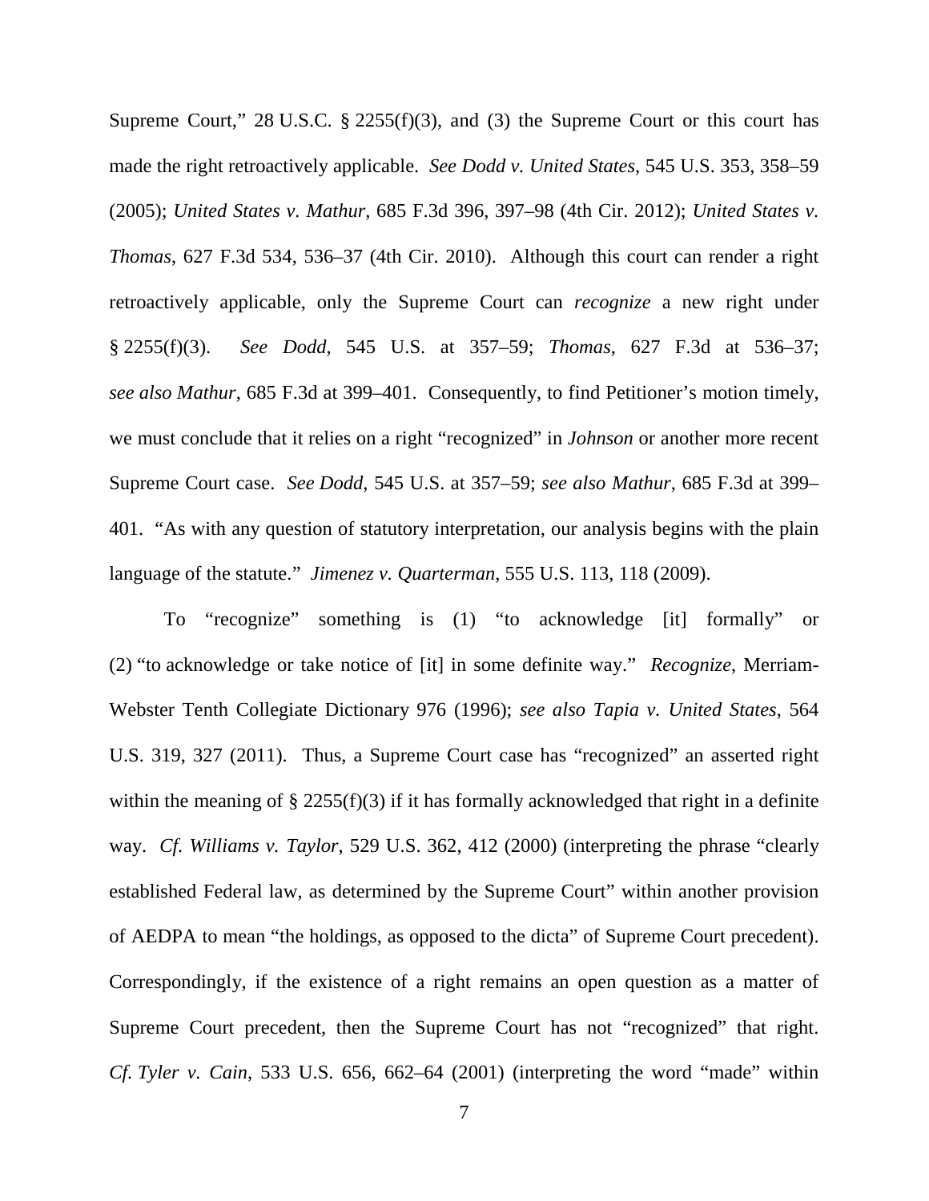Supreme Court," 28 U.S.C. § 2255(f)(3), and (3) the Supreme Court or this court has made the right retroactively applicable. *See Dodd v. United States*, 545 U.S. 353, 358–59 (2005); *United States v. Mathur*, 685 F.3d 396, 397–98 (4th Cir. 2012); *United States v. Thomas*, 627 F.3d 534, 536–37 (4th Cir. 2010). Although this court can render a right retroactively applicable, only the Supreme Court can *recognize* a new right under § 2255(f)(3). *See Dodd*, 545 U.S. at 357–59; *Thomas*, 627 F.3d at 536–37; *see also Mathur*, 685 F.3d at 399–401. Consequently, to find Petitioner's motion timely, we must conclude that it relies on a right "recognized" in *Johnson* or another more recent Supreme Court case. *See Dodd*, 545 U.S. at 357–59; *see also Mathur*, 685 F.3d at 399–401. "As with any question of statutory interpretation, our analysis begins with the plain language of the statute." *Jimenez v. Quarterman*, 555 U.S. 113, 118 (2009).

To "recognize" something is (1) "to acknowledge [it] formally" or (2) "to acknowledge or take notice of [it] in some definite way." *Recognize*, Merriam-Webster Tenth Collegiate Dictionary 976 (1996); *see also Tapia v. United States*, 564 U.S. 319, 327 (2011). Thus, a Supreme Court case has "recognized" an asserted right within the meaning of § 2255(f)(3) if it has formally acknowledged that right in a definite way. *Cf. Williams v. Taylor*, 529 U.S. 362, 412 (2000) (interpreting the phrase "clearly established Federal law, as determined by the Supreme Court" within another provision of AEDPA to mean "the holdings, as opposed to the dicta" of Supreme Court precedent). Correspondingly, if the existence of a right remains an open question as a matter of Supreme Court precedent, then the Supreme Court has not "recognized" that right. *Cf. Tyler v. Cain*, 533 U.S. 656, 662–64 (2001) (interpreting the word "made" within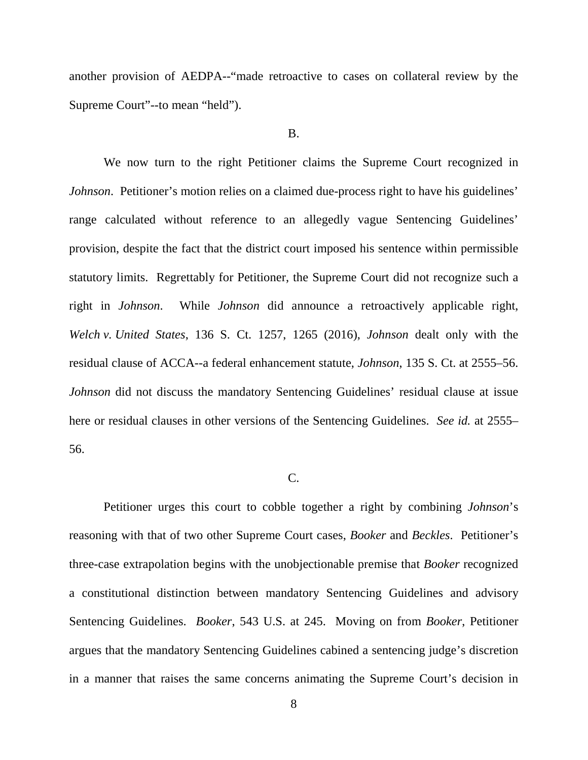another provision of AEDPA--"made retroactive to cases on collateral review by the Supreme Court"--to mean "held").

B.

We now turn to the right Petitioner claims the Supreme Court recognized in *Johnson*. Petitioner's motion relies on a claimed due-process right to have his guidelines' range calculated without reference to an allegedly vague Sentencing Guidelines' provision, despite the fact that the district court imposed his sentence within permissible statutory limits. Regrettably for Petitioner, the Supreme Court did not recognize such a right in *Johnson*. While *Johnson* did announce a retroactively applicable right, *Welch v. United States*, 136 S. Ct. 1257, 1265 (2016), *Johnson* dealt only with the residual clause of ACCA--a federal enhancement statute, *Johnson*, 135 S. Ct. at 2555–56. *Johnson* did not discuss the mandatory Sentencing Guidelines' residual clause at issue here or residual clauses in other versions of the Sentencing Guidelines. *See id.* at 2555–56.

C.

Petitioner urges this court to cobble together a right by combining *Johnson*'s reasoning with that of two other Supreme Court cases, *Booker* and *Beckles*. Petitioner's three-case extrapolation begins with the unobjectionable premise that *Booker* recognized a constitutional distinction between mandatory Sentencing Guidelines and advisory Sentencing Guidelines. *Booker*, 543 U.S. at 245. Moving on from *Booker*, Petitioner argues that the mandatory Sentencing Guidelines cabined a sentencing judge's discretion in a manner that raises the same concerns animating the Supreme Court's decision in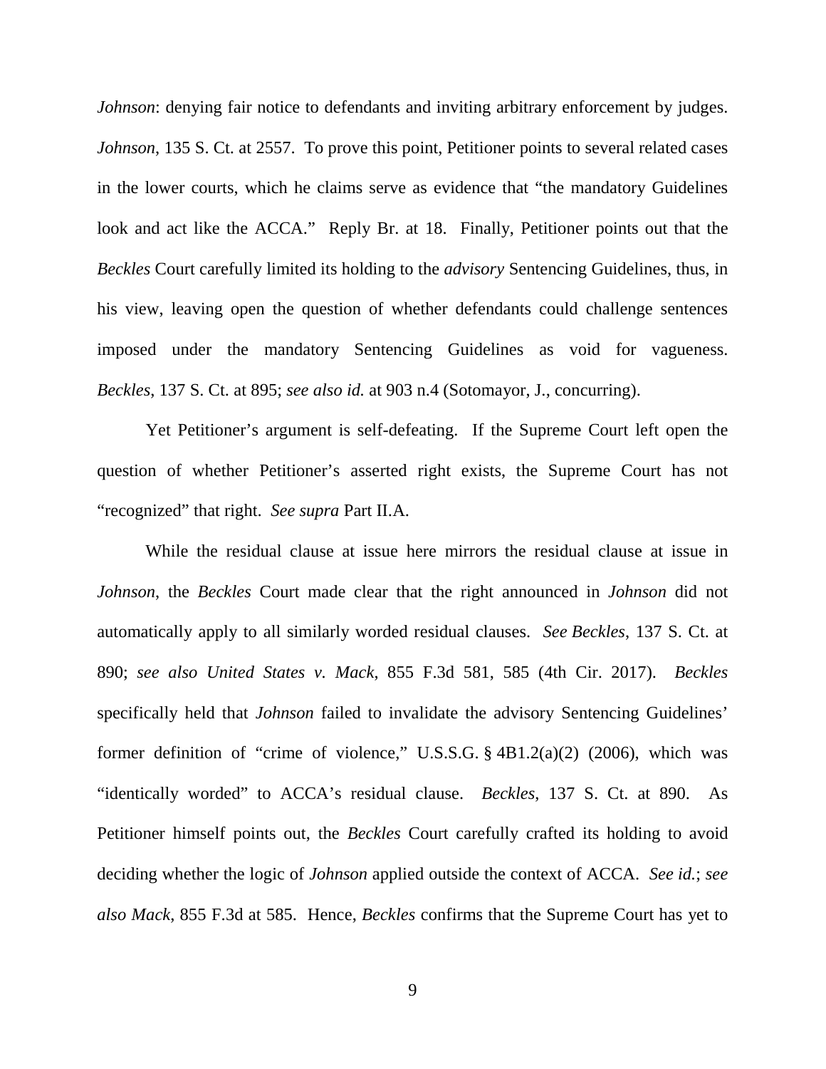*Johnson*: denying fair notice to defendants and inviting arbitrary enforcement by judges. *Johnson*, 135 S. Ct. at 2557. To prove this point, Petitioner points to several related cases in the lower courts, which he claims serve as evidence that "the mandatory Guidelines look and act like the ACCA." Reply Br. at 18. Finally, Petitioner points out that the *Beckles* Court carefully limited its holding to the *advisory* Sentencing Guidelines, thus, in his view, leaving open the question of whether defendants could challenge sentences imposed under the mandatory Sentencing Guidelines as void for vagueness. *Beckles*, 137 S. Ct. at 895; *see also id.* at 903 n.4 (Sotomayor, J., concurring).

Yet Petitioner's argument is self-defeating. If the Supreme Court left open the question of whether Petitioner's asserted right exists, the Supreme Court has not "recognized" that right. *See supra* Part II.A.

While the residual clause at issue here mirrors the residual clause at issue in *Johnson*, the *Beckles* Court made clear that the right announced in *Johnson* did not automatically apply to all similarly worded residual clauses. *See Beckles*, 137 S. Ct. at 890; *see also United States v. Mack*, 855 F.3d 581, 585 (4th Cir. 2017). *Beckles* specifically held that *Johnson* failed to invalidate the advisory Sentencing Guidelines' former definition of "crime of violence," U.S.S.G. § 4B1.2(a)(2) (2006), which was "identically worded" to ACCA's residual clause. *Beckles*, 137 S. Ct. at 890. As Petitioner himself points out, the *Beckles* Court carefully crafted its holding to avoid deciding whether the logic of *Johnson* applied outside the context of ACCA. *See id.*; *see also Mack*, 855 F.3d at 585. Hence, *Beckles* confirms that the Supreme Court has yet to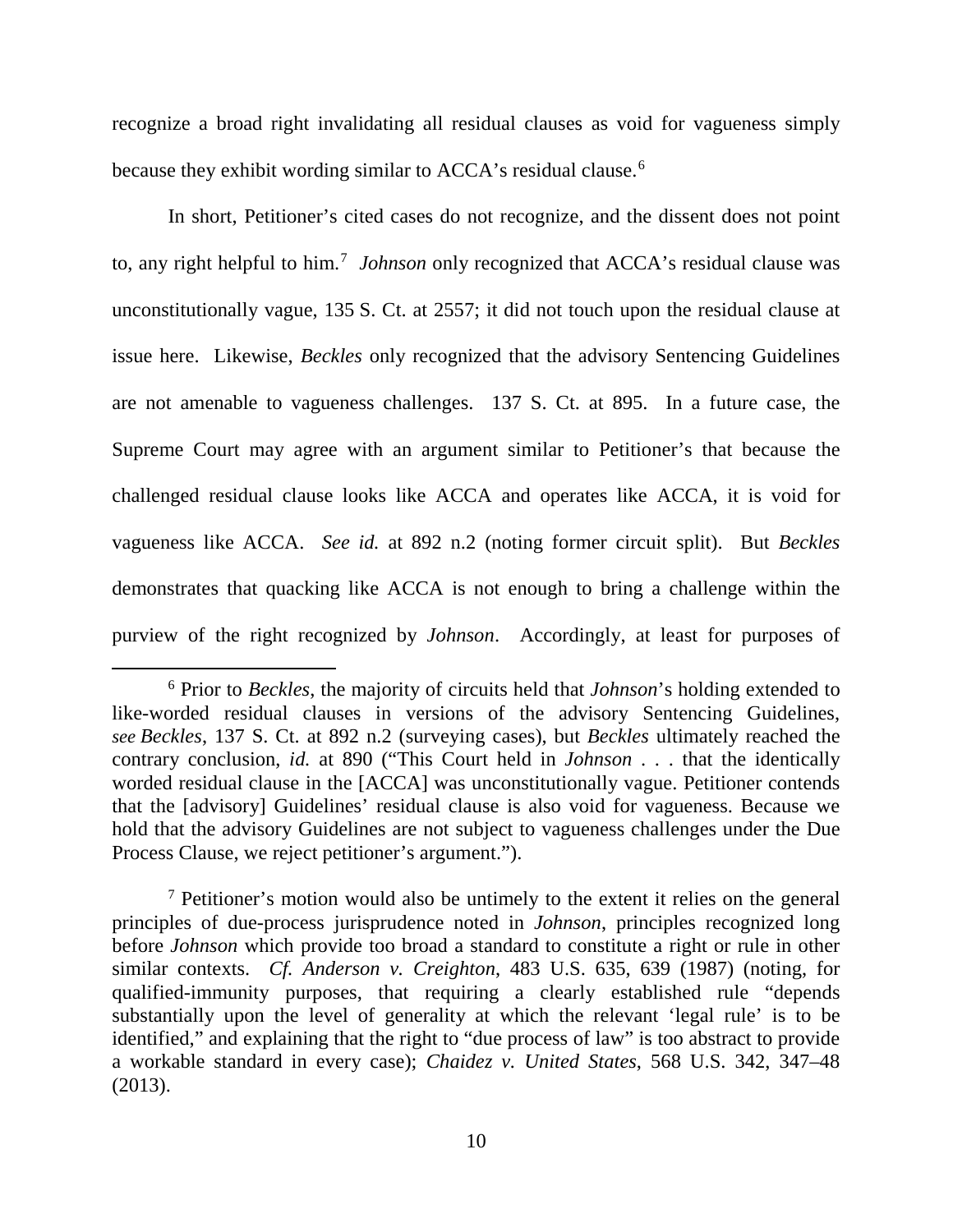recognize a broad right invalidating all residual clauses as void for vagueness simply because they exhibit wording similar to ACCA's residual clause.[6]

In short, Petitioner's cited cases do not recognize, and the dissent does not point to, any right helpful to him.[7] *Johnson* only recognized that ACCA's residual clause was unconstitutionally vague, 135 S. Ct. at 2557; it did not touch upon the residual clause at issue here. Likewise, *Beckles* only recognized that the advisory Sentencing Guidelines are not amenable to vagueness challenges. 137 S. Ct. at 895. In a future case, the Supreme Court may agree with an argument similar to Petitioner's that because the challenged residual clause looks like ACCA and operates like ACCA, it is void for vagueness like ACCA. *See id.* at 892 n.2 (noting former circuit split). But *Beckles* demonstrates that quacking like ACCA is not enough to bring a challenge within the purview of the right recognized by *Johnson*. Accordingly, at least for purposes of

---

[6] Prior to *Beckles*, the majority of circuits held that *Johnson*'s holding extended to like-worded residual clauses in versions of the advisory Sentencing Guidelines, *see Beckles*, 137 S. Ct. at 892 n.2 (surveying cases), but *Beckles* ultimately reached the contrary conclusion, *id.* at 890 ("This Court held in *Johnson* . . . that the identically worded residual clause in the [ACCA] was unconstitutionally vague. Petitioner contends that the [advisory] Guidelines' residual clause is also void for vagueness. Because we hold that the advisory Guidelines are not subject to vagueness challenges under the Due Process Clause, we reject petitioner's argument.").

[7] Petitioner's motion would also be untimely to the extent it relies on the general principles of due-process jurisprudence noted in *Johnson*, principles recognized long before *Johnson* which provide too broad a standard to constitute a right or rule in other similar contexts. *Cf. Anderson v. Creighton*, 483 U.S. 635, 639 (1987) (noting, for qualified-immunity purposes, that requiring a clearly established rule "depends substantially upon the level of generality at which the relevant 'legal rule' is to be identified," and explaining that the right to "due process of law" is too abstract to provide a workable standard in every case); *Chaidez v. United States*, 568 U.S. 342, 347–48 (2013).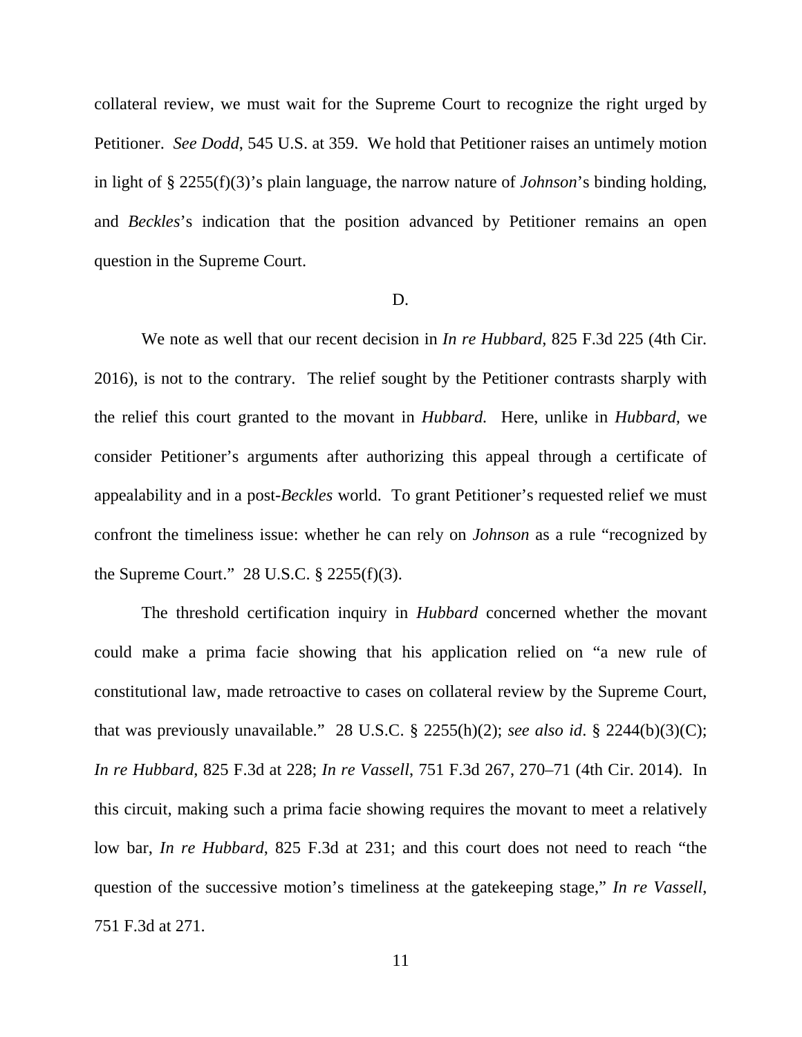collateral review, we must wait for the Supreme Court to recognize the right urged by Petitioner. *See Dodd*, 545 U.S. at 359. We hold that Petitioner raises an untimely motion in light of § 2255(f)(3)'s plain language, the narrow nature of *Johnson*'s binding holding, and *Beckles*'s indication that the position advanced by Petitioner remains an open question in the Supreme Court.

D.

We note as well that our recent decision in *In re Hubbard*, 825 F.3d 225 (4th Cir. 2016), is not to the contrary. The relief sought by the Petitioner contrasts sharply with the relief this court granted to the movant in *Hubbard.* Here, unlike in *Hubbard*, we consider Petitioner's arguments after authorizing this appeal through a certificate of appealability and in a post-*Beckles* world. To grant Petitioner's requested relief we must confront the timeliness issue: whether he can rely on *Johnson* as a rule "recognized by the Supreme Court." 28 U.S.C. § 2255(f)(3).

The threshold certification inquiry in *Hubbard* concerned whether the movant could make a prima facie showing that his application relied on "a new rule of constitutional law, made retroactive to cases on collateral review by the Supreme Court, that was previously unavailable." 28 U.S.C. § 2255(h)(2); *see also id*. § 2244(b)(3)(C); *In re Hubbard*, 825 F.3d at 228; *In re Vassell*, 751 F.3d 267, 270–71 (4th Cir. 2014). In this circuit, making such a prima facie showing requires the movant to meet a relatively low bar, *In re Hubbard*, 825 F.3d at 231; and this court does not need to reach "the question of the successive motion's timeliness at the gatekeeping stage," *In re Vassell*, 751 F.3d at 271.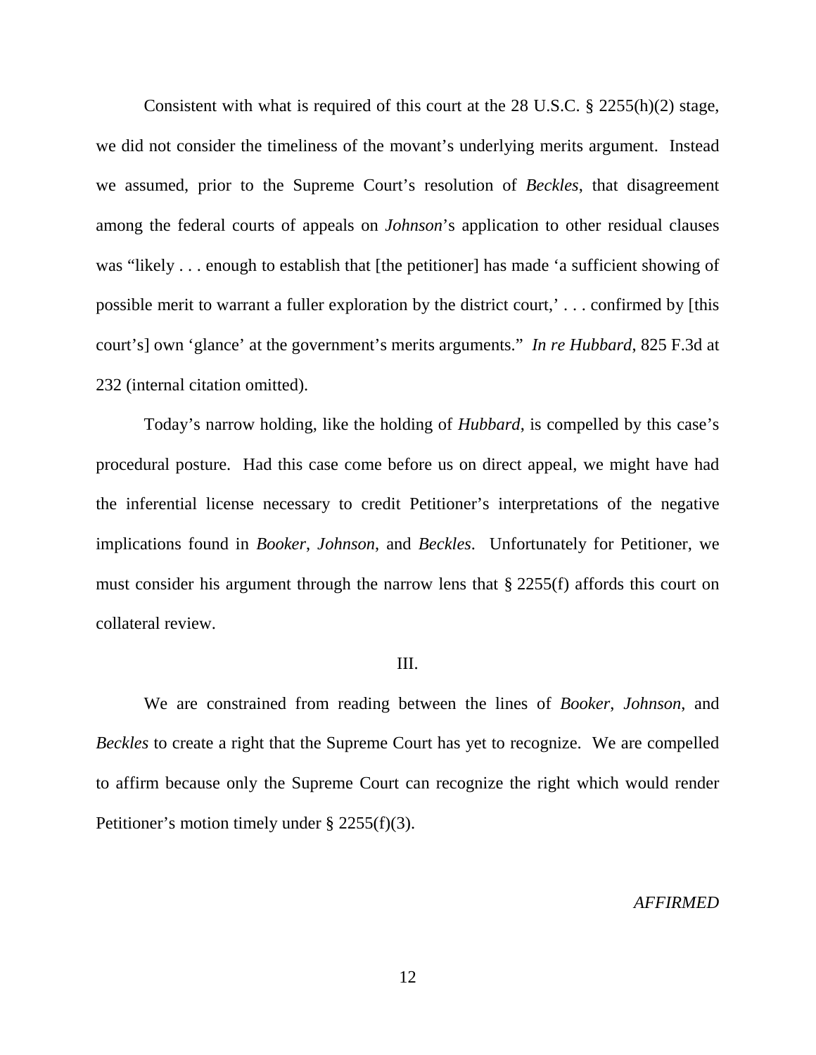Consistent with what is required of this court at the 28 U.S.C. § 2255(h)(2) stage, we did not consider the timeliness of the movant's underlying merits argument. Instead we assumed, prior to the Supreme Court's resolution of *Beckles*, that disagreement among the federal courts of appeals on *Johnson*'s application to other residual clauses was "likely . . . enough to establish that [the petitioner] has made 'a sufficient showing of possible merit to warrant a fuller exploration by the district court,' . . . confirmed by [this court's] own 'glance' at the government's merits arguments." *In re Hubbard*, 825 F.3d at 232 (internal citation omitted).

Today's narrow holding, like the holding of *Hubbard*, is compelled by this case's procedural posture. Had this case come before us on direct appeal, we might have had the inferential license necessary to credit Petitioner's interpretations of the negative implications found in *Booker*, *Johnson*, and *Beckles*. Unfortunately for Petitioner, we must consider his argument through the narrow lens that § 2255(f) affords this court on collateral review.

## III.

We are constrained from reading between the lines of *Booker*, *Johnson*, and *Beckles* to create a right that the Supreme Court has yet to recognize. We are compelled to affirm because only the Supreme Court can recognize the right which would render Petitioner's motion timely under § 2255(f)(3).

*AFFIRMED*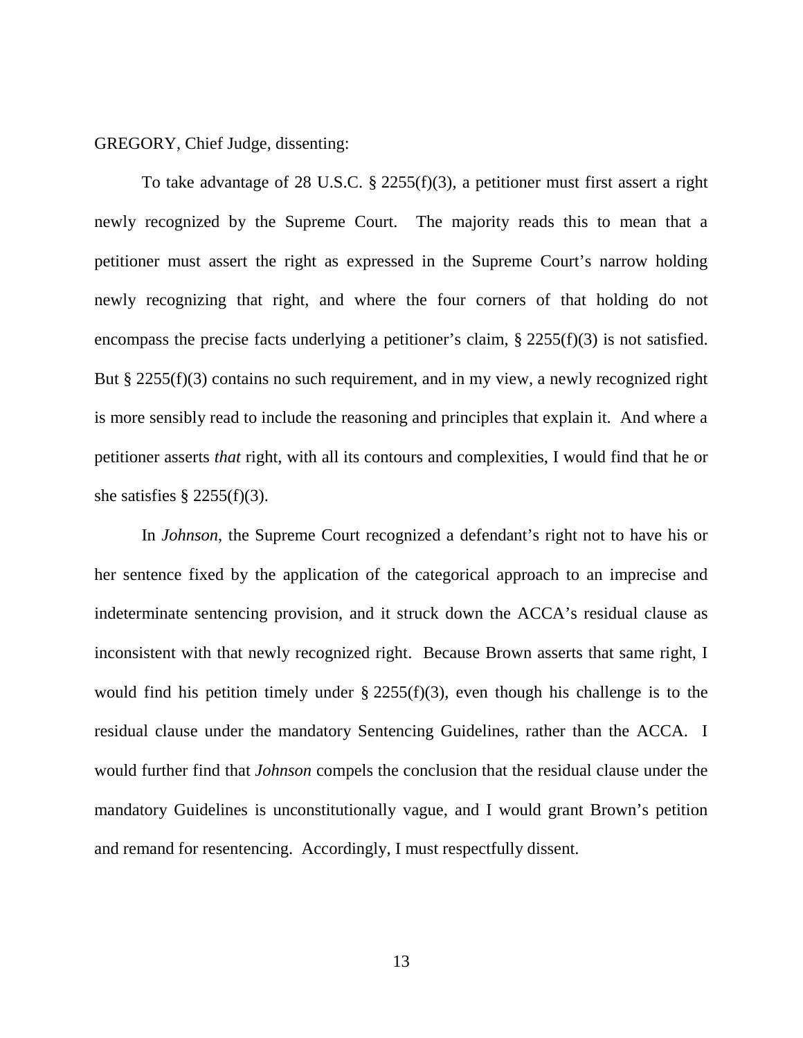GREGORY, Chief Judge, dissenting:

To take advantage of 28 U.S.C. § 2255(f)(3), a petitioner must first assert a right newly recognized by the Supreme Court. The majority reads this to mean that a petitioner must assert the right as expressed in the Supreme Court's narrow holding newly recognizing that right, and where the four corners of that holding do not encompass the precise facts underlying a petitioner's claim, § 2255(f)(3) is not satisfied. But § 2255(f)(3) contains no such requirement, and in my view, a newly recognized right is more sensibly read to include the reasoning and principles that explain it. And where a petitioner asserts *that* right, with all its contours and complexities, I would find that he or she satisfies § 2255(f)(3).

In *Johnson*, the Supreme Court recognized a defendant's right not to have his or her sentence fixed by the application of the categorical approach to an imprecise and indeterminate sentencing provision, and it struck down the ACCA's residual clause as inconsistent with that newly recognized right. Because Brown asserts that same right, I would find his petition timely under § 2255(f)(3), even though his challenge is to the residual clause under the mandatory Sentencing Guidelines, rather than the ACCA. I would further find that *Johnson* compels the conclusion that the residual clause under the mandatory Guidelines is unconstitutionally vague, and I would grant Brown's petition and remand for resentencing. Accordingly, I must respectfully dissent.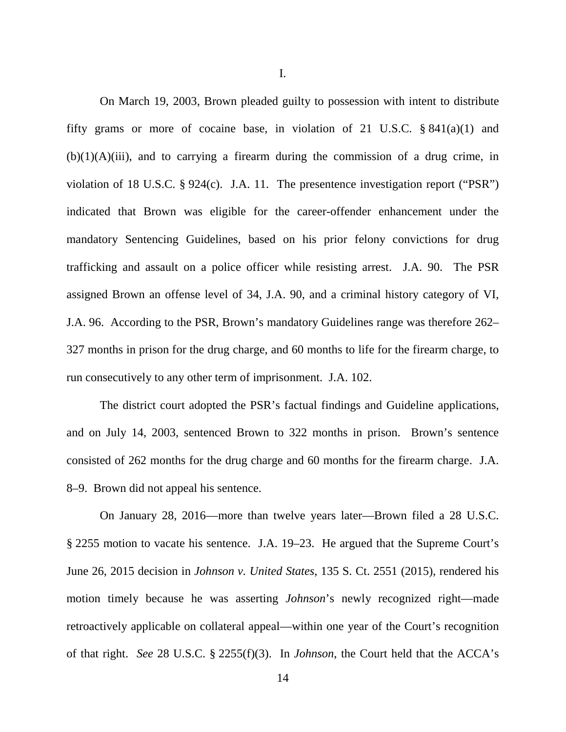I.

On March 19, 2003, Brown pleaded guilty to possession with intent to distribute fifty grams or more of cocaine base, in violation of 21 U.S.C. § 841(a)(1) and (b)(1)(A)(iii), and to carrying a firearm during the commission of a drug crime, in violation of 18 U.S.C. § 924(c). J.A. 11. The presentence investigation report ("PSR") indicated that Brown was eligible for the career-offender enhancement under the mandatory Sentencing Guidelines, based on his prior felony convictions for drug trafficking and assault on a police officer while resisting arrest. J.A. 90. The PSR assigned Brown an offense level of 34, J.A. 90, and a criminal history category of VI, J.A. 96. According to the PSR, Brown's mandatory Guidelines range was therefore 262–327 months in prison for the drug charge, and 60 months to life for the firearm charge, to run consecutively to any other term of imprisonment. J.A. 102.

The district court adopted the PSR's factual findings and Guideline applications, and on July 14, 2003, sentenced Brown to 322 months in prison. Brown's sentence consisted of 262 months for the drug charge and 60 months for the firearm charge. J.A. 8–9. Brown did not appeal his sentence.

On January 28, 2016—more than twelve years later—Brown filed a 28 U.S.C. § 2255 motion to vacate his sentence. J.A. 19–23. He argued that the Supreme Court's June 26, 2015 decision in *Johnson v. United States*, 135 S. Ct. 2551 (2015), rendered his motion timely because he was asserting *Johnson*'s newly recognized right—made retroactively applicable on collateral appeal—within one year of the Court's recognition of that right. *See* 28 U.S.C. § 2255(f)(3). In *Johnson*, the Court held that the ACCA's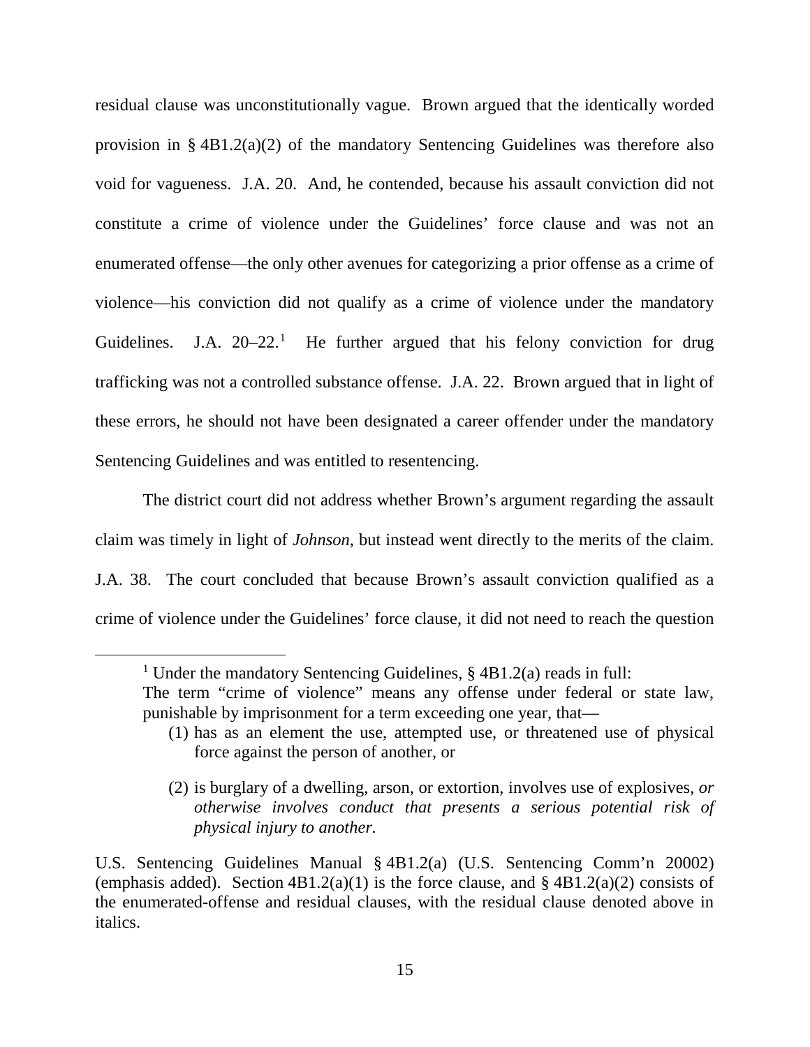residual clause was unconstitutionally vague. Brown argued that the identically worded provision in § 4B1.2(a)(2) of the mandatory Sentencing Guidelines was therefore also void for vagueness. J.A. 20. And, he contended, because his assault conviction did not constitute a crime of violence under the Guidelines' force clause and was not an enumerated offense—the only other avenues for categorizing a prior offense as a crime of violence—his conviction did not qualify as a crime of violence under the mandatory Guidelines. J.A. 20–22.[1] He further argued that his felony conviction for drug trafficking was not a controlled substance offense. J.A. 22. Brown argued that in light of these errors, he should not have been designated a career offender under the mandatory Sentencing Guidelines and was entitled to resentencing.

The district court did not address whether Brown's argument regarding the assault claim was timely in light of *Johnson*, but instead went directly to the merits of the claim. J.A. 38. The court concluded that because Brown's assault conviction qualified as a crime of violence under the Guidelines' force clause, it did not need to reach the question

---

[1] Under the mandatory Sentencing Guidelines, § 4B1.2(a) reads in full:

> The term "crime of violence" means any offense under federal or state law, punishable by imprisonment for a term exceeding one year, that—
>
> (1) has as an element the use, attempted use, or threatened use of physical force against the person of another, or
>
> (2) is burglary of a dwelling, arson, or extortion, involves use of explosives, *or otherwise involves conduct that presents a serious potential risk of physical injury to another.*

U.S. Sentencing Guidelines Manual § 4B1.2(a) (U.S. Sentencing Comm'n 20002) (emphasis added). Section 4B1.2(a)(1) is the force clause, and § 4B1.2(a)(2) consists of the enumerated-offense and residual clauses, with the residual clause denoted above in italics.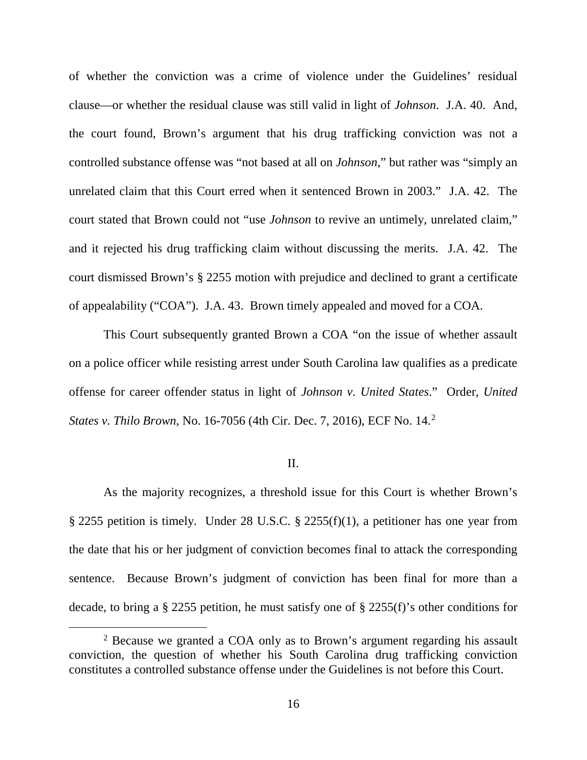of whether the conviction was a crime of violence under the Guidelines' residual clause—or whether the residual clause was still valid in light of *Johnson*. J.A. 40. And, the court found, Brown's argument that his drug trafficking conviction was not a controlled substance offense was "not based at all on *Johnson*," but rather was "simply an unrelated claim that this Court erred when it sentenced Brown in 2003." J.A. 42. The court stated that Brown could not "use *Johnson* to revive an untimely, unrelated claim," and it rejected his drug trafficking claim without discussing the merits. J.A. 42. The court dismissed Brown's § 2255 motion with prejudice and declined to grant a certificate of appealability ("COA"). J.A. 43. Brown timely appealed and moved for a COA.

This Court subsequently granted Brown a COA "on the issue of whether assault on a police officer while resisting arrest under South Carolina law qualifies as a predicate offense for career offender status in light of *Johnson v. United States*." Order, *United States v. Thilo Brown*, No. 16-7056 (4th Cir. Dec. 7, 2016), ECF No. 14.[2]

## II.

As the majority recognizes, a threshold issue for this Court is whether Brown's § 2255 petition is timely. Under 28 U.S.C. § 2255(f)(1), a petitioner has one year from the date that his or her judgment of conviction becomes final to attack the corresponding sentence. Because Brown's judgment of conviction has been final for more than a decade, to bring a § 2255 petition, he must satisfy one of § 2255(f)'s other conditions for

[2] Because we granted a COA only as to Brown's argument regarding his assault conviction, the question of whether his South Carolina drug trafficking conviction constitutes a controlled substance offense under the Guidelines is not before this Court.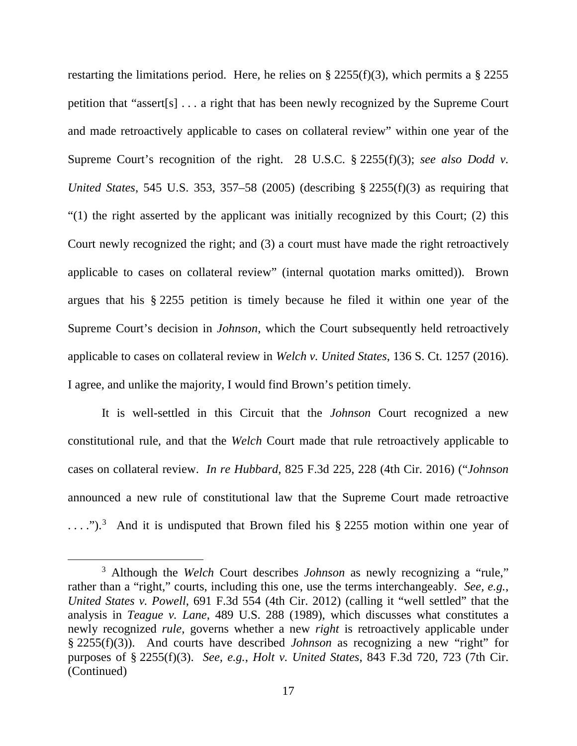restarting the limitations period. Here, he relies on § 2255(f)(3), which permits a § 2255 petition that "assert[s] . . . a right that has been newly recognized by the Supreme Court and made retroactively applicable to cases on collateral review" within one year of the Supreme Court's recognition of the right. 28 U.S.C. § 2255(f)(3); *see also Dodd v. United States*, 545 U.S. 353, 357–58 (2005) (describing § 2255(f)(3) as requiring that "(1) the right asserted by the applicant was initially recognized by this Court; (2) this Court newly recognized the right; and (3) a court must have made the right retroactively applicable to cases on collateral review" (internal quotation marks omitted)). Brown argues that his § 2255 petition is timely because he filed it within one year of the Supreme Court's decision in *Johnson*, which the Court subsequently held retroactively applicable to cases on collateral review in *Welch v. United States*, 136 S. Ct. 1257 (2016). I agree, and unlike the majority, I would find Brown's petition timely.

It is well-settled in this Circuit that the *Johnson* Court recognized a new constitutional rule, and that the *Welch* Court made that rule retroactively applicable to cases on collateral review. *In re Hubbard*, 825 F.3d 225, 228 (4th Cir. 2016) ("*Johnson* announced a new rule of constitutional law that the Supreme Court made retroactive . . . .").[3] And it is undisputed that Brown filed his § 2255 motion within one year of

[3] Although the *Welch* Court describes *Johnson* as newly recognizing a "rule," rather than a "right," courts, including this one, use the terms interchangeably. *See, e.g.*, *United States v. Powell*, 691 F.3d 554 (4th Cir. 2012) (calling it "well settled" that the analysis in *Teague v. Lane*, 489 U.S. 288 (1989), which discusses what constitutes a newly recognized *rule*, governs whether a new *right* is retroactively applicable under § 2255(f)(3)). And courts have described *Johnson* as recognizing a new "right" for purposes of § 2255(f)(3). *See, e.g.*, *Holt v. United States*, 843 F.3d 720, 723 (7th Cir. (Continued)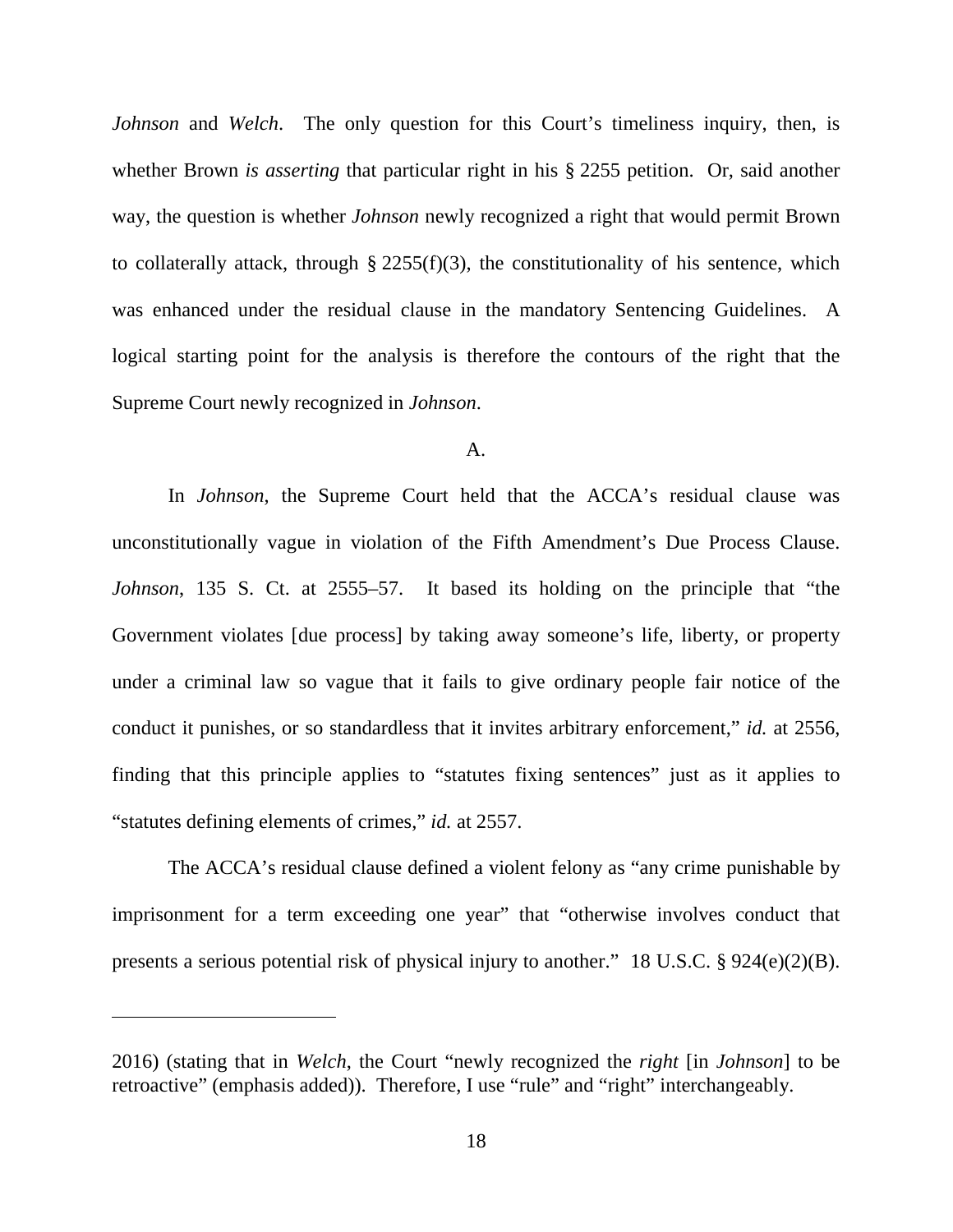*Johnson* and *Welch*. The only question for this Court's timeliness inquiry, then, is whether Brown *is asserting* that particular right in his § 2255 petition. Or, said another way, the question is whether *Johnson* newly recognized a right that would permit Brown to collaterally attack, through § 2255(f)(3), the constitutionality of his sentence, which was enhanced under the residual clause in the mandatory Sentencing Guidelines. A logical starting point for the analysis is therefore the contours of the right that the Supreme Court newly recognized in *Johnson*.

A.

In *Johnson*, the Supreme Court held that the ACCA's residual clause was unconstitutionally vague in violation of the Fifth Amendment's Due Process Clause. *Johnson*, 135 S. Ct. at 2555–57. It based its holding on the principle that "the Government violates [due process] by taking away someone's life, liberty, or property under a criminal law so vague that it fails to give ordinary people fair notice of the conduct it punishes, or so standardless that it invites arbitrary enforcement," *id.* at 2556, finding that this principle applies to "statutes fixing sentences" just as it applies to "statutes defining elements of crimes," *id.* at 2557.

The ACCA's residual clause defined a violent felony as "any crime punishable by imprisonment for a term exceeding one year" that "otherwise involves conduct that presents a serious potential risk of physical injury to another." 18 U.S.C. § 924(e)(2)(B).

---

2016) (stating that in *Welch*, the Court "newly recognized the *right* [in *Johnson*] to be retroactive" (emphasis added)). Therefore, I use "rule" and "right" interchangeably.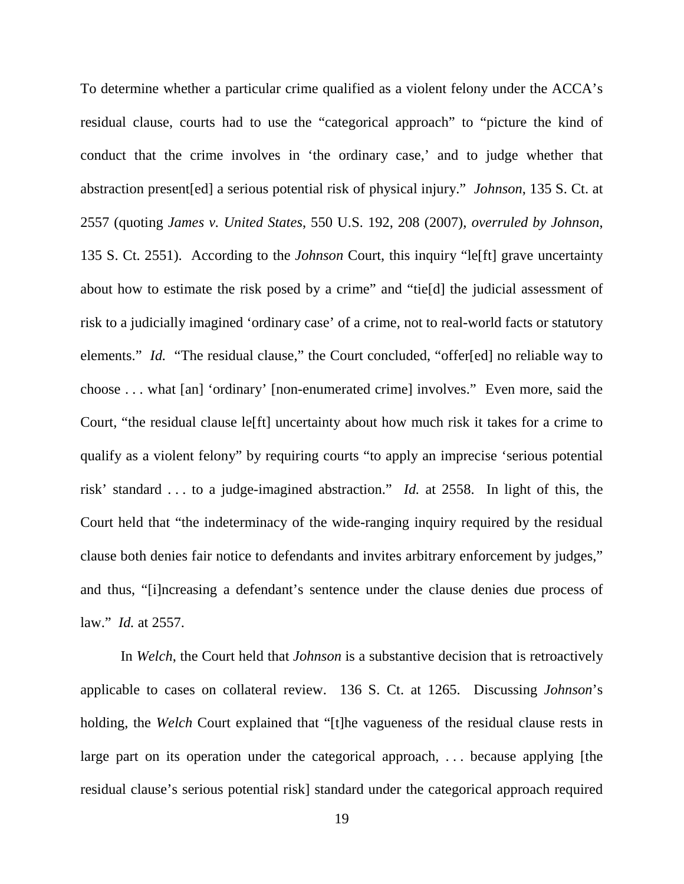To determine whether a particular crime qualified as a violent felony under the ACCA's residual clause, courts had to use the "categorical approach" to "picture the kind of conduct that the crime involves in 'the ordinary case,' and to judge whether that abstraction present[ed] a serious potential risk of physical injury." *Johnson*, 135 S. Ct. at 2557 (quoting *James v. United States*, 550 U.S. 192, 208 (2007), *overruled by Johnson*, 135 S. Ct. 2551). According to the *Johnson* Court, this inquiry "le[ft] grave uncertainty about how to estimate the risk posed by a crime" and "tie[d] the judicial assessment of risk to a judicially imagined 'ordinary case' of a crime, not to real-world facts or statutory elements." *Id.* "The residual clause," the Court concluded, "offer[ed] no reliable way to choose . . . what [an] 'ordinary' [non-enumerated crime] involves." Even more, said the Court, "the residual clause le[ft] uncertainty about how much risk it takes for a crime to qualify as a violent felony" by requiring courts "to apply an imprecise 'serious potential risk' standard . . . to a judge-imagined abstraction." *Id.* at 2558. In light of this, the Court held that "the indeterminacy of the wide-ranging inquiry required by the residual clause both denies fair notice to defendants and invites arbitrary enforcement by judges," and thus, "[i]ncreasing a defendant's sentence under the clause denies due process of law." *Id.* at 2557.

In *Welch*, the Court held that *Johnson* is a substantive decision that is retroactively applicable to cases on collateral review. 136 S. Ct. at 1265. Discussing *Johnson*'s holding, the *Welch* Court explained that "[t]he vagueness of the residual clause rests in large part on its operation under the categorical approach, . . . because applying [the residual clause's serious potential risk] standard under the categorical approach required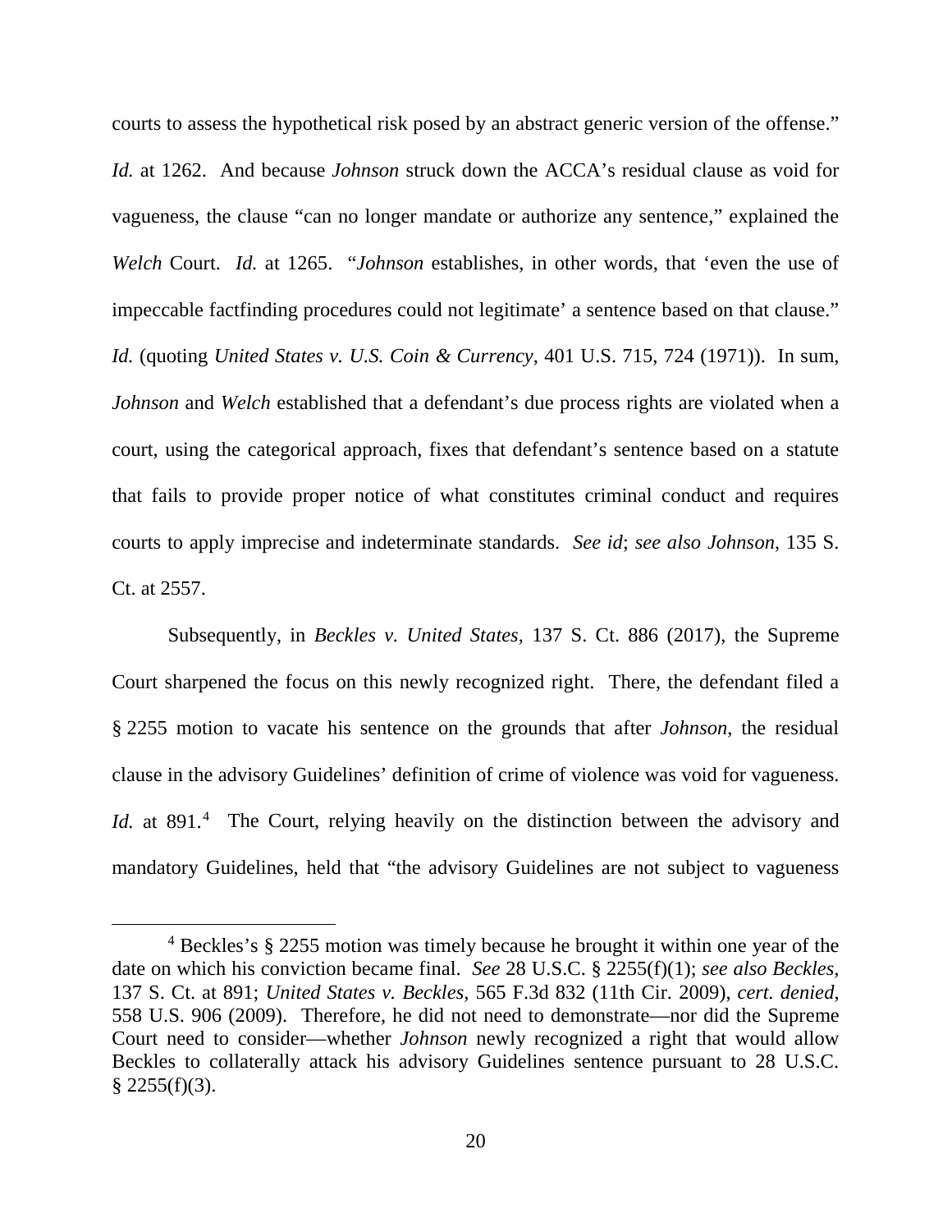courts to assess the hypothetical risk posed by an abstract generic version of the offense." *Id.* at 1262. And because *Johnson* struck down the ACCA's residual clause as void for vagueness, the clause "can no longer mandate or authorize any sentence," explained the *Welch* Court. *Id.* at 1265. "*Johnson* establishes, in other words, that 'even the use of impeccable factfinding procedures could not legitimate' a sentence based on that clause." *Id.* (quoting *United States v. U.S. Coin & Currency*, 401 U.S. 715, 724 (1971)). In sum, *Johnson* and *Welch* established that a defendant's due process rights are violated when a court, using the categorical approach, fixes that defendant's sentence based on a statute that fails to provide proper notice of what constitutes criminal conduct and requires courts to apply imprecise and indeterminate standards. *See id*; *see also Johnson*, 135 S. Ct. at 2557.

Subsequently, in *Beckles v. United States*, 137 S. Ct. 886 (2017), the Supreme Court sharpened the focus on this newly recognized right. There, the defendant filed a § 2255 motion to vacate his sentence on the grounds that after *Johnson*, the residual clause in the advisory Guidelines' definition of crime of violence was void for vagueness. *Id.* at 891.[4] The Court, relying heavily on the distinction between the advisory and mandatory Guidelines, held that "the advisory Guidelines are not subject to vagueness

[4] Beckles's § 2255 motion was timely because he brought it within one year of the date on which his conviction became final. *See* 28 U.S.C. § 2255(f)(1); *see also Beckles*, 137 S. Ct. at 891; *United States v. Beckles*, 565 F.3d 832 (11th Cir. 2009), *cert. denied*, 558 U.S. 906 (2009). Therefore, he did not need to demonstrate—nor did the Supreme Court need to consider—whether *Johnson* newly recognized a right that would allow Beckles to collaterally attack his advisory Guidelines sentence pursuant to 28 U.S.C. § 2255(f)(3).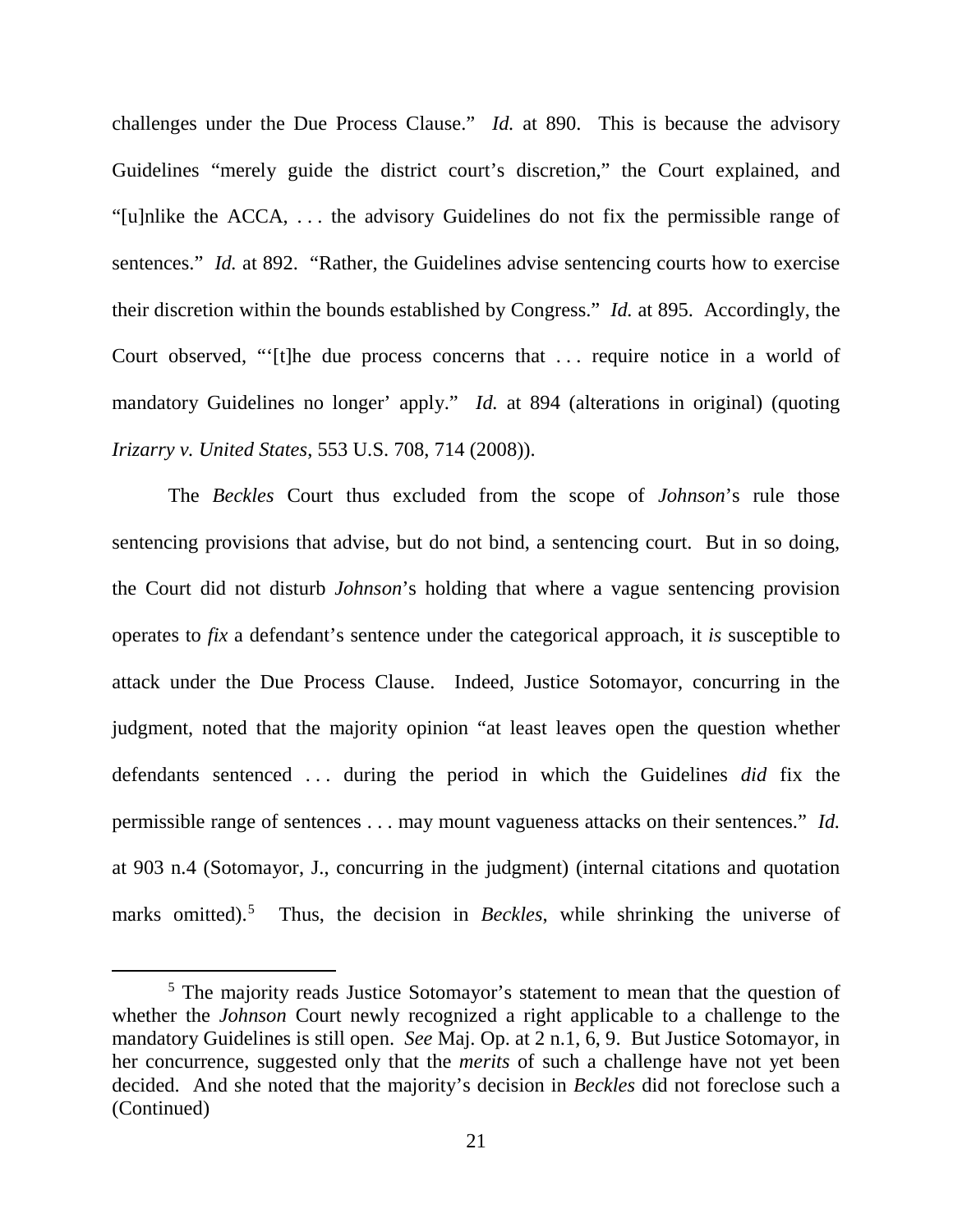challenges under the Due Process Clause." *Id.* at 890. This is because the advisory Guidelines "merely guide the district court's discretion," the Court explained, and "[u]nlike the ACCA, . . . the advisory Guidelines do not fix the permissible range of sentences." *Id.* at 892. "Rather, the Guidelines advise sentencing courts how to exercise their discretion within the bounds established by Congress." *Id.* at 895. Accordingly, the Court observed, "'[t]he due process concerns that . . . require notice in a world of mandatory Guidelines no longer' apply." *Id.* at 894 (alterations in original) (quoting *Irizarry v. United States*, 553 U.S. 708, 714 (2008)).

The *Beckles* Court thus excluded from the scope of *Johnson*'s rule those sentencing provisions that advise, but do not bind, a sentencing court. But in so doing, the Court did not disturb *Johnson*'s holding that where a vague sentencing provision operates to *fix* a defendant's sentence under the categorical approach, it *is* susceptible to attack under the Due Process Clause. Indeed, Justice Sotomayor, concurring in the judgment, noted that the majority opinion "at least leaves open the question whether defendants sentenced . . . during the period in which the Guidelines *did* fix the permissible range of sentences . . . may mount vagueness attacks on their sentences." *Id.* at 903 n.4 (Sotomayor, J., concurring in the judgment) (internal citations and quotation marks omitted).[5] Thus, the decision in *Beckles*, while shrinking the universe of

[5] The majority reads Justice Sotomayor's statement to mean that the question of whether the *Johnson* Court newly recognized a right applicable to a challenge to the mandatory Guidelines is still open. *See* Maj. Op. at 2 n.1, 6, 9. But Justice Sotomayor, in her concurrence, suggested only that the *merits* of such a challenge have not yet been decided. And she noted that the majority's decision in *Beckles* did not foreclose such a (Continued)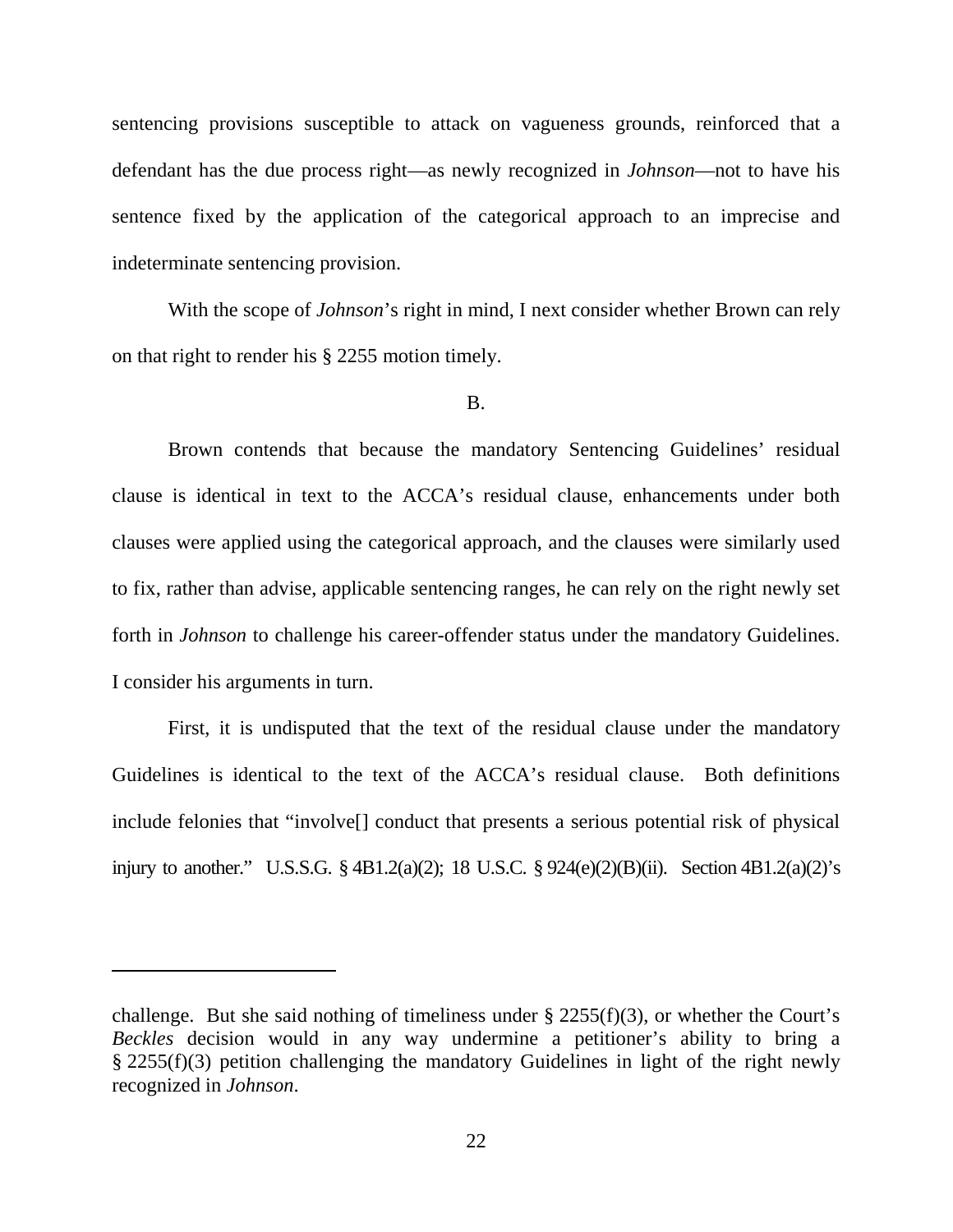sentencing provisions susceptible to attack on vagueness grounds, reinforced that a defendant has the due process right—as newly recognized in *Johnson*—not to have his sentence fixed by the application of the categorical approach to an imprecise and indeterminate sentencing provision.

With the scope of *Johnson*'s right in mind, I next consider whether Brown can rely on that right to render his § 2255 motion timely.

B.

Brown contends that because the mandatory Sentencing Guidelines' residual clause is identical in text to the ACCA's residual clause, enhancements under both clauses were applied using the categorical approach, and the clauses were similarly used to fix, rather than advise, applicable sentencing ranges, he can rely on the right newly set forth in *Johnson* to challenge his career-offender status under the mandatory Guidelines. I consider his arguments in turn.

First, it is undisputed that the text of the residual clause under the mandatory Guidelines is identical to the text of the ACCA's residual clause. Both definitions include felonies that "involve[] conduct that presents a serious potential risk of physical injury to another." U.S.S.G. § 4B1.2(a)(2); 18 U.S.C. § 924(e)(2)(B)(ii). Section 4B1.2(a)(2)'s

---

challenge. But she said nothing of timeliness under § 2255(f)(3), or whether the Court's *Beckles* decision would in any way undermine a petitioner's ability to bring a § 2255(f)(3) petition challenging the mandatory Guidelines in light of the right newly recognized in *Johnson*.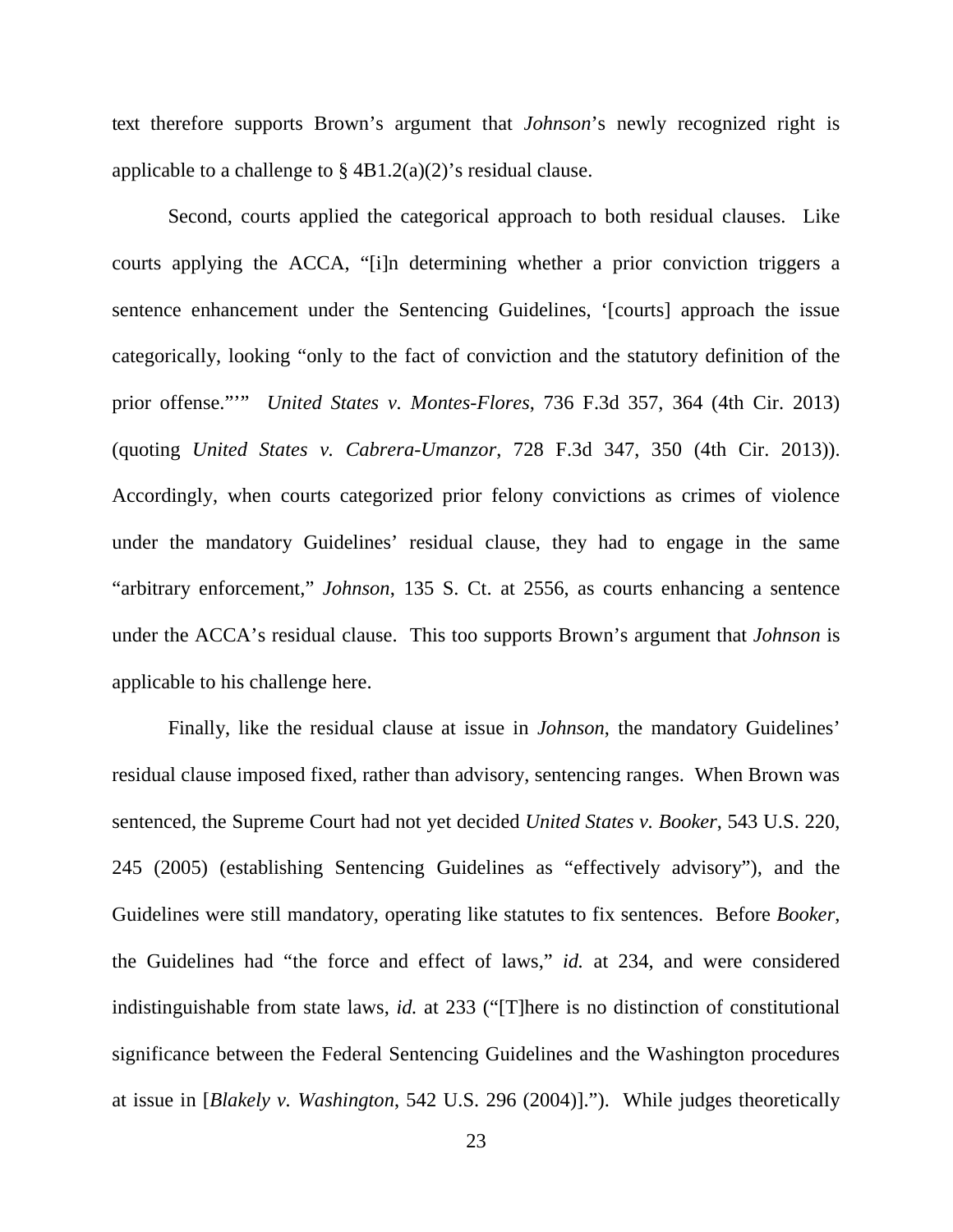text therefore supports Brown's argument that *Johnson*'s newly recognized right is applicable to a challenge to § 4B1.2(a)(2)'s residual clause.

Second, courts applied the categorical approach to both residual clauses. Like courts applying the ACCA, "[i]n determining whether a prior conviction triggers a sentence enhancement under the Sentencing Guidelines, '[courts] approach the issue categorically, looking "only to the fact of conviction and the statutory definition of the prior offense."'" *United States v. Montes-Flores*, 736 F.3d 357, 364 (4th Cir. 2013) (quoting *United States v. Cabrera-Umanzor*, 728 F.3d 347, 350 (4th Cir. 2013)). Accordingly, when courts categorized prior felony convictions as crimes of violence under the mandatory Guidelines' residual clause, they had to engage in the same "arbitrary enforcement," *Johnson*, 135 S. Ct. at 2556, as courts enhancing a sentence under the ACCA's residual clause. This too supports Brown's argument that *Johnson* is applicable to his challenge here.

Finally, like the residual clause at issue in *Johnson*, the mandatory Guidelines' residual clause imposed fixed, rather than advisory, sentencing ranges. When Brown was sentenced, the Supreme Court had not yet decided *United States v. Booker*, 543 U.S. 220, 245 (2005) (establishing Sentencing Guidelines as "effectively advisory"), and the Guidelines were still mandatory, operating like statutes to fix sentences. Before *Booker*, the Guidelines had "the force and effect of laws," *id.* at 234, and were considered indistinguishable from state laws, *id.* at 233 ("[T]here is no distinction of constitutional significance between the Federal Sentencing Guidelines and the Washington procedures at issue in [*Blakely v. Washington*, 542 U.S. 296 (2004)]."). While judges theoretically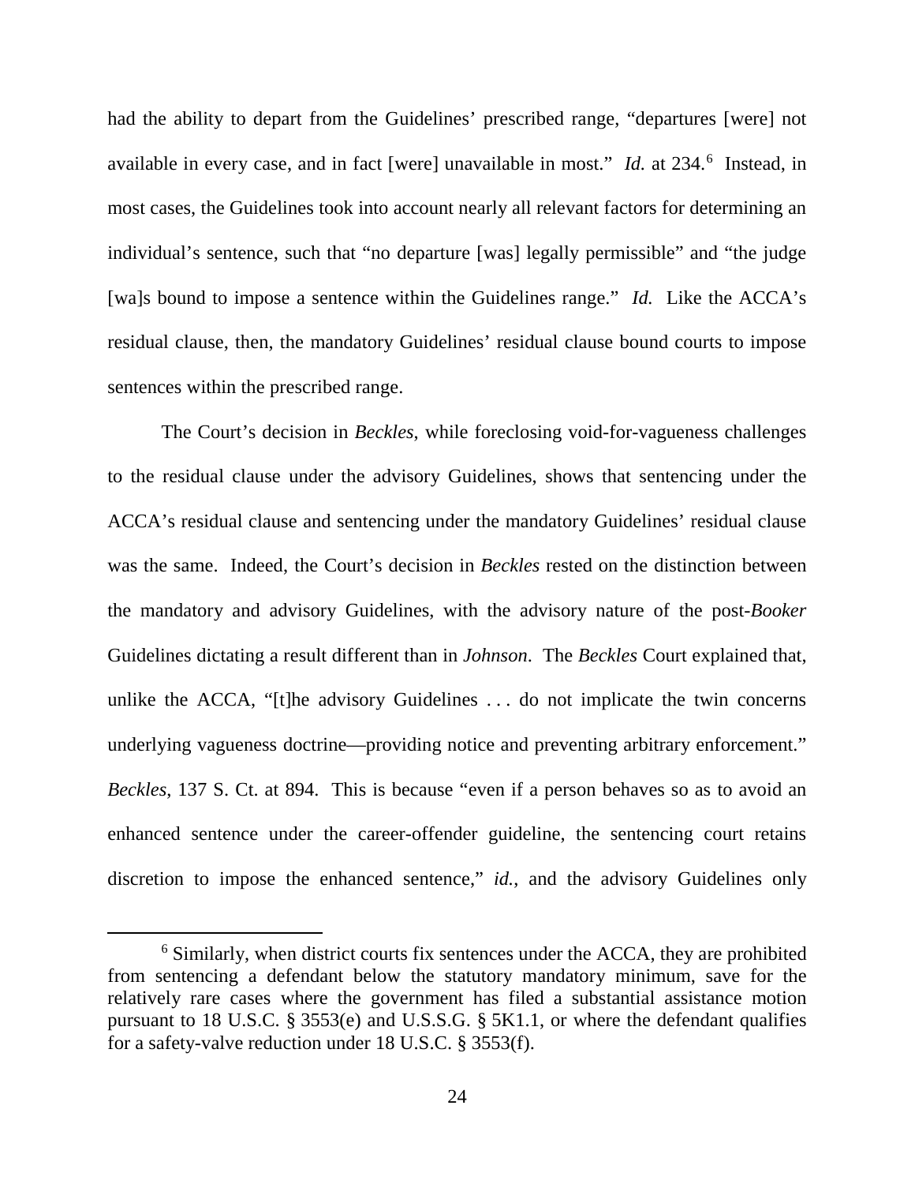had the ability to depart from the Guidelines' prescribed range, "departures [were] not available in every case, and in fact [were] unavailable in most." *Id.* at 234.[6] Instead, in most cases, the Guidelines took into account nearly all relevant factors for determining an individual's sentence, such that "no departure [was] legally permissible" and "the judge [wa]s bound to impose a sentence within the Guidelines range." *Id.* Like the ACCA's residual clause, then, the mandatory Guidelines' residual clause bound courts to impose sentences within the prescribed range.

The Court's decision in *Beckles*, while foreclosing void-for-vagueness challenges to the residual clause under the advisory Guidelines, shows that sentencing under the ACCA's residual clause and sentencing under the mandatory Guidelines' residual clause was the same. Indeed, the Court's decision in *Beckles* rested on the distinction between the mandatory and advisory Guidelines, with the advisory nature of the post-*Booker* Guidelines dictating a result different than in *Johnson*. The *Beckles* Court explained that, unlike the ACCA, "[t]he advisory Guidelines . . . do not implicate the twin concerns underlying vagueness doctrine—providing notice and preventing arbitrary enforcement." *Beckles*, 137 S. Ct. at 894. This is because "even if a person behaves so as to avoid an enhanced sentence under the career-offender guideline, the sentencing court retains discretion to impose the enhanced sentence," *id.*, and the advisory Guidelines only

---

[6] Similarly, when district courts fix sentences under the ACCA, they are prohibited from sentencing a defendant below the statutory mandatory minimum, save for the relatively rare cases where the government has filed a substantial assistance motion pursuant to 18 U.S.C. § 3553(e) and U.S.S.G. § 5K1.1, or where the defendant qualifies for a safety-valve reduction under 18 U.S.C. § 3553(f).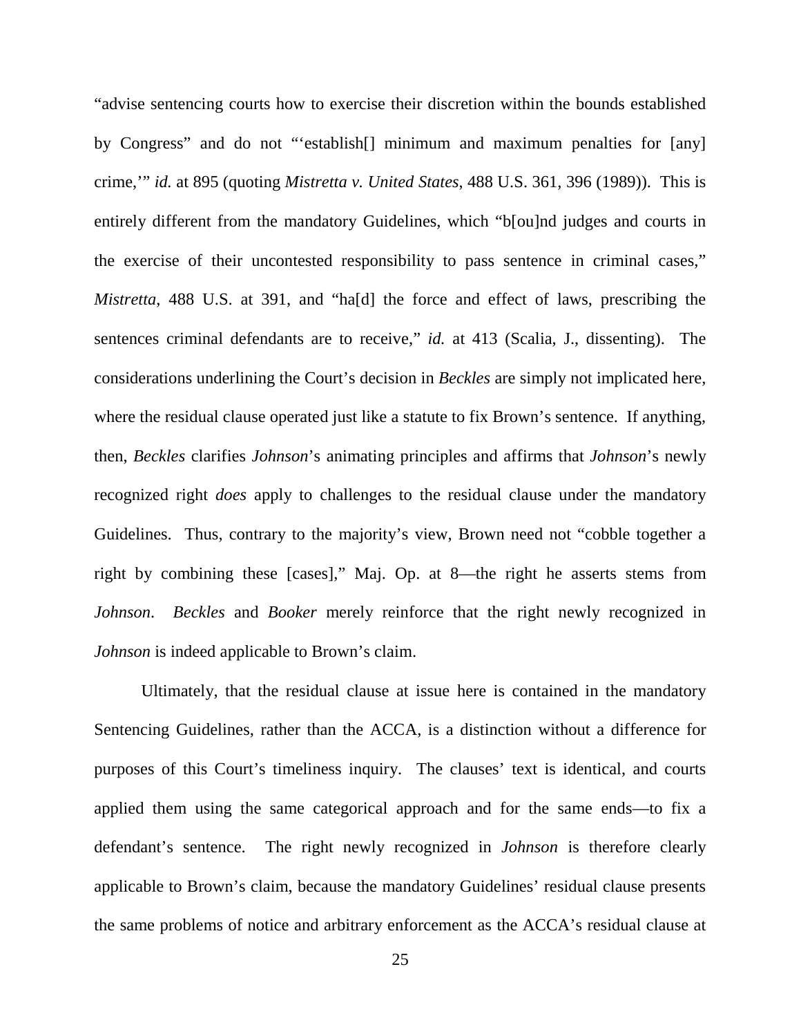"advise sentencing courts how to exercise their discretion within the bounds established by Congress" and do not "'establish[] minimum and maximum penalties for [any] crime,'" *id.* at 895 (quoting *Mistretta v. United States*, 488 U.S. 361, 396 (1989)). This is entirely different from the mandatory Guidelines, which "b[ou]nd judges and courts in the exercise of their uncontested responsibility to pass sentence in criminal cases," *Mistretta*, 488 U.S. at 391, and "ha[d] the force and effect of laws, prescribing the sentences criminal defendants are to receive," *id.* at 413 (Scalia, J., dissenting). The considerations underlining the Court's decision in *Beckles* are simply not implicated here, where the residual clause operated just like a statute to fix Brown's sentence. If anything, then, *Beckles* clarifies *Johnson*'s animating principles and affirms that *Johnson*'s newly recognized right *does* apply to challenges to the residual clause under the mandatory Guidelines. Thus, contrary to the majority's view, Brown need not "cobble together a right by combining these [cases]," Maj. Op. at 8—the right he asserts stems from *Johnson*. *Beckles* and *Booker* merely reinforce that the right newly recognized in *Johnson* is indeed applicable to Brown's claim.

Ultimately, that the residual clause at issue here is contained in the mandatory Sentencing Guidelines, rather than the ACCA, is a distinction without a difference for purposes of this Court's timeliness inquiry. The clauses' text is identical, and courts applied them using the same categorical approach and for the same ends—to fix a defendant's sentence. The right newly recognized in *Johnson* is therefore clearly applicable to Brown's claim, because the mandatory Guidelines' residual clause presents the same problems of notice and arbitrary enforcement as the ACCA's residual clause at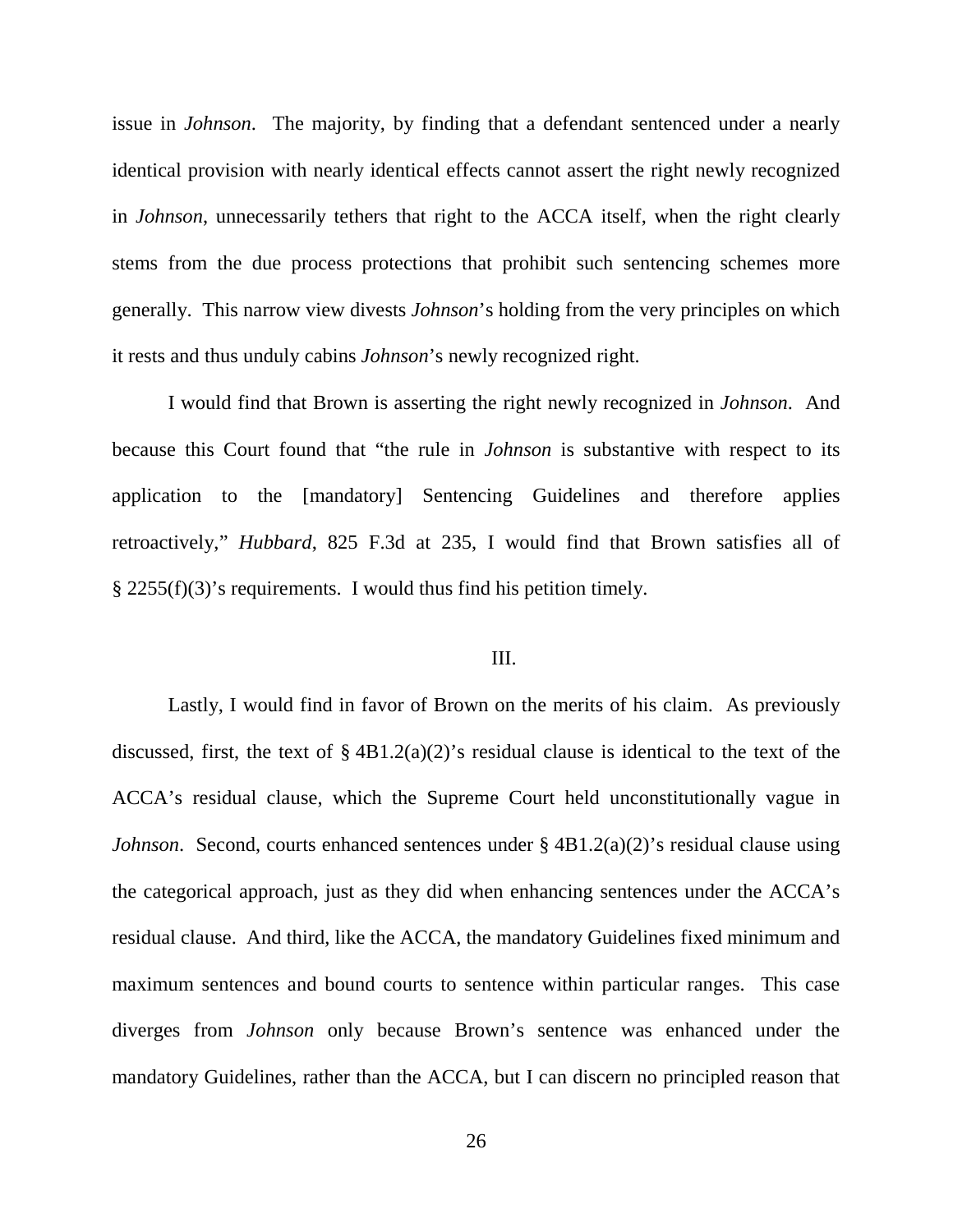issue in *Johnson*. The majority, by finding that a defendant sentenced under a nearly identical provision with nearly identical effects cannot assert the right newly recognized in *Johnson*, unnecessarily tethers that right to the ACCA itself, when the right clearly stems from the due process protections that prohibit such sentencing schemes more generally. This narrow view divests *Johnson*'s holding from the very principles on which it rests and thus unduly cabins *Johnson*'s newly recognized right.

I would find that Brown is asserting the right newly recognized in *Johnson*. And because this Court found that "the rule in *Johnson* is substantive with respect to its application to the [mandatory] Sentencing Guidelines and therefore applies retroactively," *Hubbard*, 825 F.3d at 235, I would find that Brown satisfies all of § 2255(f)(3)'s requirements. I would thus find his petition timely.

## III.

Lastly, I would find in favor of Brown on the merits of his claim. As previously discussed, first, the text of § 4B1.2(a)(2)'s residual clause is identical to the text of the ACCA's residual clause, which the Supreme Court held unconstitutionally vague in *Johnson*. Second, courts enhanced sentences under § 4B1.2(a)(2)'s residual clause using the categorical approach, just as they did when enhancing sentences under the ACCA's residual clause. And third, like the ACCA, the mandatory Guidelines fixed minimum and maximum sentences and bound courts to sentence within particular ranges. This case diverges from *Johnson* only because Brown's sentence was enhanced under the mandatory Guidelines, rather than the ACCA, but I can discern no principled reason that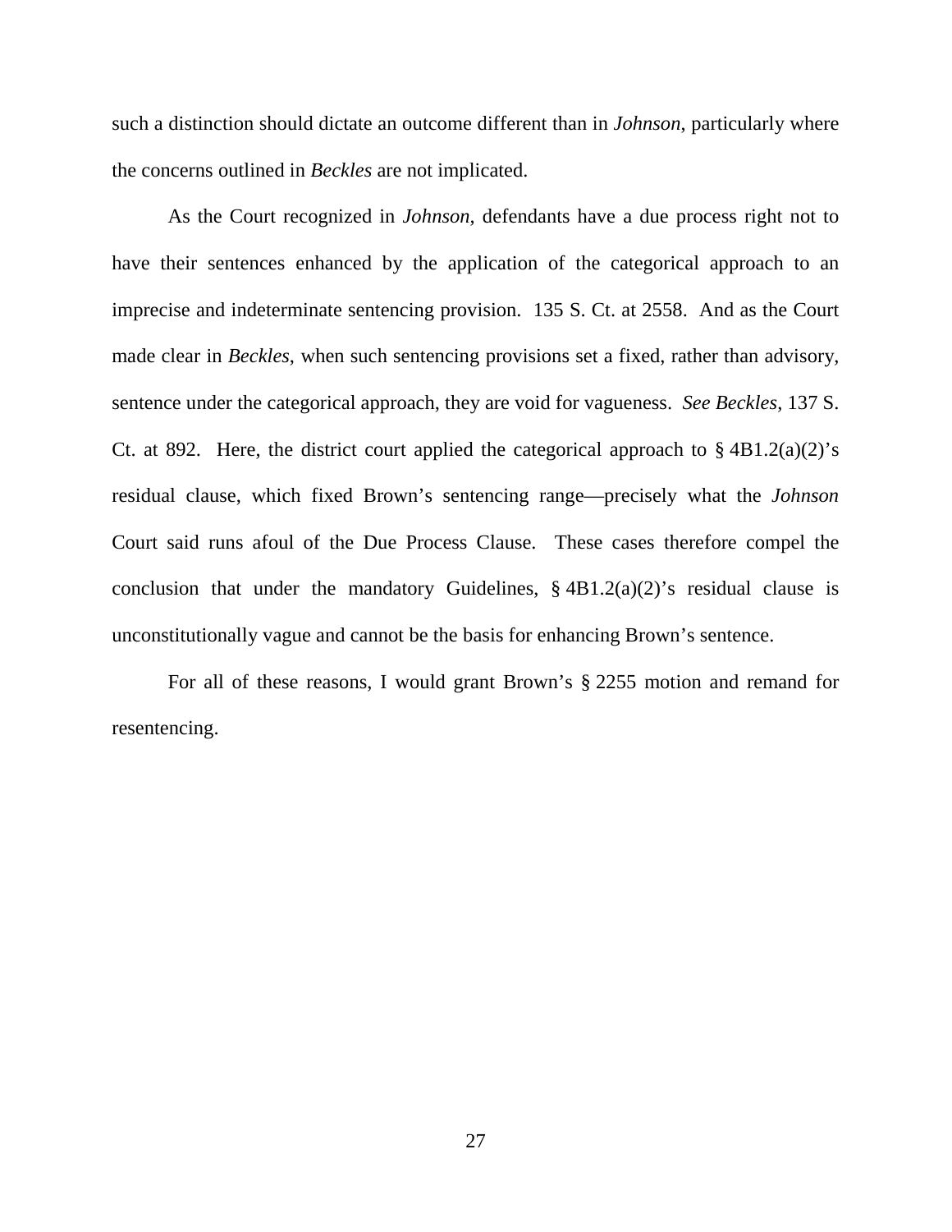such a distinction should dictate an outcome different than in *Johnson*, particularly where the concerns outlined in *Beckles* are not implicated.

As the Court recognized in *Johnson*, defendants have a due process right not to have their sentences enhanced by the application of the categorical approach to an imprecise and indeterminate sentencing provision. 135 S. Ct. at 2558. And as the Court made clear in *Beckles*, when such sentencing provisions set a fixed, rather than advisory, sentence under the categorical approach, they are void for vagueness. *See Beckles*, 137 S. Ct. at 892. Here, the district court applied the categorical approach to § 4B1.2(a)(2)'s residual clause, which fixed Brown's sentencing range—precisely what the *Johnson* Court said runs afoul of the Due Process Clause. These cases therefore compel the conclusion that under the mandatory Guidelines, § 4B1.2(a)(2)'s residual clause is unconstitutionally vague and cannot be the basis for enhancing Brown's sentence.

For all of these reasons, I would grant Brown's § 2255 motion and remand for resentencing.